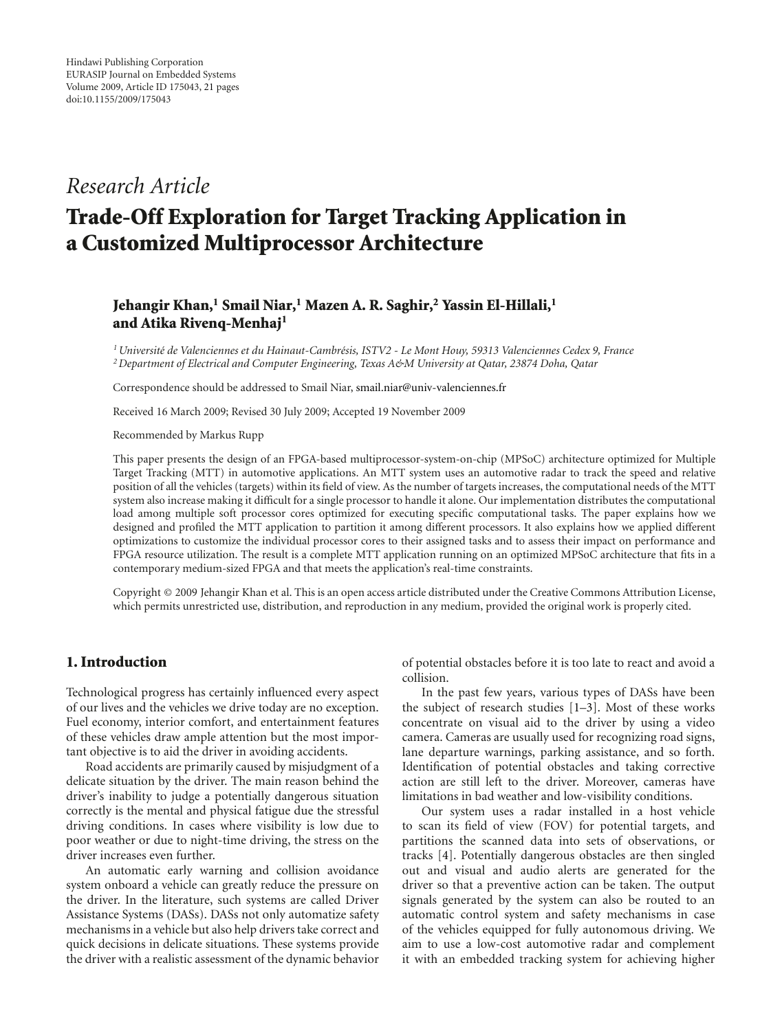Hindawi Publishing Corporation
EURASIP Journal on Embedded Systems
Volume 2009, Article ID 175043, 21 pages
doi:10.1155/2009/175043

*Research Article*

# Trade-Off Exploration for Target Tracking Application in a Customized Multiprocessor Architecture

**Jehangir Khan,[1] Smail Niar,[1] Mazen A. R. Saghir,[2] Yassin El-Hillali,[1] and Atika Rivenq-Menhaj[1]**

[1] *Université de Valenciennes et du Hainaut-Cambrésis, ISTV2 - Le Mont Houy, 59313 Valenciennes Cedex 9, France*
[2] *Department of Electrical and Computer Engineering, Texas A&M University at Qatar, 23874 Doha, Qatar*

Correspondence should be addressed to Smail Niar, smail.niar@univ-valenciennes.fr

Received 16 March 2009; Revised 30 July 2009; Accepted 19 November 2009

Recommended by Markus Rupp

This paper presents the design of an FPGA-based multiprocessor-system-on-chip (MPSoC) architecture optimized for Multiple Target Tracking (MTT) in automotive applications. An MTT system uses an automotive radar to track the speed and relative position of all the vehicles (targets) within its field of view. As the number of targets increases, the computational needs of the MTT system also increase making it difficult for a single processor to handle it alone. Our implementation distributes the computational load among multiple soft processor cores optimized for executing specific computational tasks. The paper explains how we designed and profiled the MTT application to partition it among different processors. It also explains how we applied different optimizations to customize the individual processor cores to their assigned tasks and to assess their impact on performance and FPGA resource utilization. The result is a complete MTT application running on an optimized MPSoC architecture that fits in a contemporary medium-sized FPGA and that meets the application's real-time constraints.

Copyright © 2009 Jehangir Khan et al. This is an open access article distributed under the Creative Commons Attribution License, which permits unrestricted use, distribution, and reproduction in any medium, provided the original work is properly cited.

## 1. Introduction

Technological progress has certainly influenced every aspect of our lives and the vehicles we drive today are no exception. Fuel economy, interior comfort, and entertainment features of these vehicles draw ample attention but the most important objective is to aid the driver in avoiding accidents.

Road accidents are primarily caused by misjudgment of a delicate situation by the driver. The main reason behind the driver's inability to judge a potentially dangerous situation correctly is the mental and physical fatigue due the stressful driving conditions. In cases where visibility is low due to poor weather or due to night-time driving, the stress on the driver increases even further.

An automatic early warning and collision avoidance system onboard a vehicle can greatly reduce the pressure on the driver. In the literature, such systems are called Driver Assistance Systems (DASs). DASs not only automatize safety mechanisms in a vehicle but also help drivers take correct and quick decisions in delicate situations. These systems provide the driver with a realistic assessment of the dynamic behavior of potential obstacles before it is too late to react and avoid a collision.

In the past few years, various types of DASs have been the subject of research studies [1–3]. Most of these works concentrate on visual aid to the driver by using a video camera. Cameras are usually used for recognizing road signs, lane departure warnings, parking assistance, and so forth. Identification of potential obstacles and taking corrective action are still left to the driver. Moreover, cameras have limitations in bad weather and low-visibility conditions.

Our system uses a radar installed in a host vehicle to scan its field of view (FOV) for potential targets, and partitions the scanned data into sets of observations, or tracks [4]. Potentially dangerous obstacles are then singled out and visual and audio alerts are generated for the driver so that a preventive action can be taken. The output signals generated by the system can also be routed to an automatic control system and safety mechanisms in case of the vehicles equipped for fully autonomous driving. We aim to use a low-cost automotive radar and complement it with an embedded tracking system for achieving higher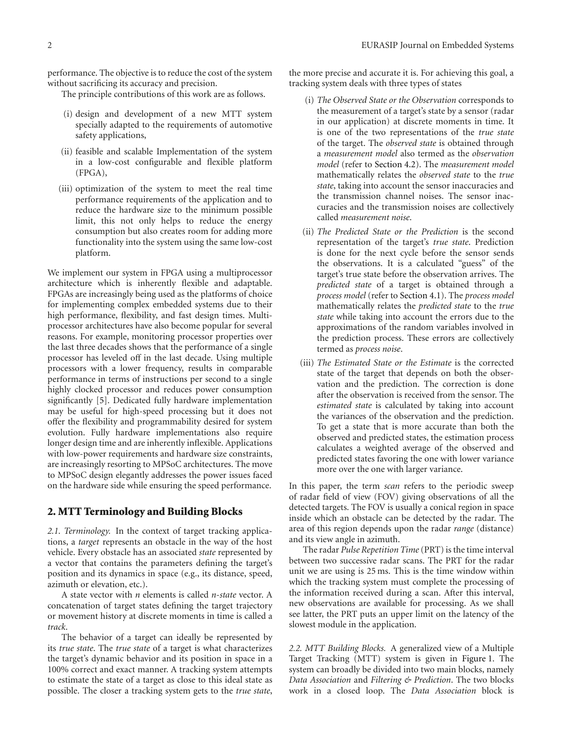performance. The objective is to reduce the cost of the system without sacrificing its accuracy and precision.

The principle contributions of this work are as follows.

(i) design and development of a new MTT system specially adapted to the requirements of automotive safety applications,

(ii) feasible and scalable Implementation of the system in a low-cost configurable and flexible platform (FPGA),

(iii) optimization of the system to meet the real time performance requirements of the application and to reduce the hardware size to the minimum possible limit, this not only helps to reduce the energy consumption but also creates room for adding more functionality into the system using the same low-cost platform.

We implement our system in FPGA using a multiprocessor architecture which is inherently flexible and adaptable. FPGAs are increasingly being used as the platforms of choice for implementing complex embedded systems due to their high performance, flexibility, and fast design times. Multiprocessor architectures have also become popular for several reasons. For example, monitoring processor properties over the last three decades shows that the performance of a single processor has leveled off in the last decade. Using multiple processors with a lower frequency, results in comparable performance in terms of instructions per second to a single highly clocked processor and reduces power consumption significantly [5]. Dedicated fully hardware implementation may be useful for high-speed processing but it does not offer the flexibility and programmability desired for system evolution. Fully hardware implementations also require longer design time and are inherently inflexible. Applications with low-power requirements and hardware size constraints, are increasingly resorting to MPSoC architectures. The move to MPSoC design elegantly addresses the power issues faced on the hardware side while ensuring the speed performance.

## 2. MTT Terminology and Building Blocks

*2.1. Terminology.* In the context of target tracking applications, a *target* represents an obstacle in the way of the host vehicle. Every obstacle has an associated *state* represented by a vector that contains the parameters defining the target's position and its dynamics in space (e.g., its distance, speed, azimuth or elevation, etc.).

A state vector with *n* elements is called *n-state* vector. A concatenation of target states defining the target trajectory or movement history at discrete moments in time is called a *track*.

The behavior of a target can ideally be represented by its *true state*. The *true state* of a target is what characterizes the target's dynamic behavior and its position in space in a 100% correct and exact manner. A tracking system attempts to estimate the state of a target as close to this ideal state as possible. The closer a tracking system gets to the *true state*, the more precise and accurate it is. For achieving this goal, a tracking system deals with three types of states

(i) *The Observed State or the Observation* corresponds to the measurement of a target's state by a sensor (radar in our application) at discrete moments in time. It is one of the two representations of the *true state* of the target. The *observed state* is obtained through a *measurement model* also termed as the *observation model* (refer to Section 4.2). The *measurement model* mathematically relates the *observed state* to the *true state*, taking into account the sensor inaccuracies and the transmission channel noises. The sensor inaccuracies and the transmission noises are collectively called *measurement noise*.

(ii) *The Predicted State or the Prediction* is the second representation of the target's *true state*. Prediction is done for the next cycle before the sensor sends the observations. It is a calculated "guess" of the target's true state before the observation arrives. The *predicted state* of a target is obtained through a *process model* (refer to Section 4.1). The *process model* mathematically relates the *predicted state* to the *true state* while taking into account the errors due to the approximations of the random variables involved in the prediction process. These errors are collectively termed as *process noise*.

(iii) *The Estimated State or the Estimate* is the corrected state of the target that depends on both the observation and the prediction. The correction is done after the observation is received from the sensor. The *estimated state* is calculated by taking into account the variances of the observation and the prediction. To get a state that is more accurate than both the observed and predicted states, the estimation process calculates a weighted average of the observed and predicted states favoring the one with lower variance more over the one with larger variance.

In this paper, the term *scan* refers to the periodic sweep of radar field of view (FOV) giving observations of all the detected targets. The FOV is usually a conical region in space inside which an obstacle can be detected by the radar. The area of this region depends upon the radar *range* (distance) and its view angle in azimuth.

The radar *Pulse Repetition Time* (PRT) is the time interval between two successive radar scans. The PRT for the radar unit we are using is 25 ms. This is the time window within which the tracking system must complete the processing of the information received during a scan. After this interval, new observations are available for processing. As we shall see latter, the PRT puts an upper limit on the latency of the slowest module in the application.

*2.2. MTT Building Blocks.* A generalized view of a Multiple Target Tracking (MTT) system is given in Figure 1. The system can broadly be divided into two main blocks, namely *Data Association* and *Filtering & Prediction*. The two blocks work in a closed loop. The *Data Association* block is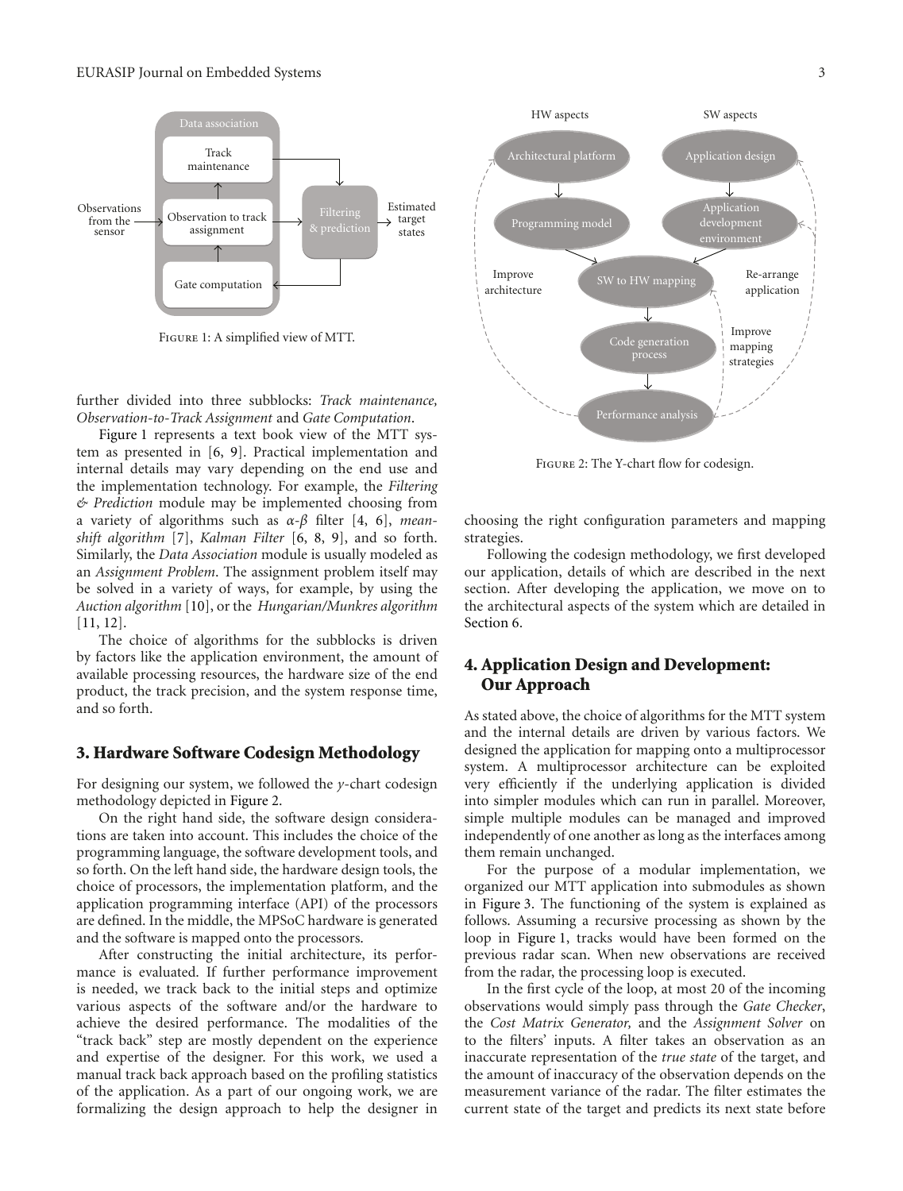Figure 1: A simplified view of MTT.

further divided into three subblocks: *Track maintenance, Observation-to-Track Assignment* and *Gate Computation*.

Figure 1 represents a text book view of the MTT system as presented in [6, 9]. Practical implementation and internal details may vary depending on the end use and the implementation technology. For example, the *Filtering & Prediction* module may be implemented choosing from a variety of algorithms such as $\alpha$-$\beta$ filter [4, 6], *mean-shift algorithm* [7], *Kalman Filter* [6, 8, 9], and so forth. Similarly, the *Data Association* module is usually modeled as an *Assignment Problem*. The assignment problem itself may be solved in a variety of ways, for example, by using the *Auction algorithm* [10], or the *Hungarian/Munkres algorithm* [11, 12].

The choice of algorithms for the subblocks is driven by factors like the application environment, the amount of available processing resources, the hardware size of the end product, the track precision, and the system response time, and so forth.

## 3. Hardware Software Codesign Methodology

For designing our system, we followed the *y*-chart codesign methodology depicted in Figure 2.

On the right hand side, the software design considerations are taken into account. This includes the choice of the programming language, the software development tools, and so forth. On the left hand side, the hardware design tools, the choice of processors, the implementation platform, and the application programming interface (API) of the processors are defined. In the middle, the MPSoC hardware is generated and the software is mapped onto the processors.

After constructing the initial architecture, its performance is evaluated. If further performance improvement is needed, we track back to the initial steps and optimize various aspects of the software and/or the hardware to achieve the desired performance. The modalities of the "track back" step are mostly dependent on the experience and expertise of the designer. For this work, we used a manual track back approach based on the profiling statistics of the application. As a part of our ongoing work, we are formalizing the design approach to help the designer in choosing the right configuration parameters and mapping strategies.

Figure 2: The Y-chart flow for codesign.

Following the codesign methodology, we first developed our application, details of which are described in the next section. After developing the application, we move on to the architectural aspects of the system which are detailed in Section 6.

## 4. Application Design and Development: Our Approach

As stated above, the choice of algorithms for the MTT system and the internal details are driven by various factors. We designed the application for mapping onto a multiprocessor system. A multiprocessor architecture can be exploited very efficiently if the underlying application is divided into simpler modules which can run in parallel. Moreover, simple multiple modules can be managed and improved independently of one another as long as the interfaces among them remain unchanged.

For the purpose of a modular implementation, we organized our MTT application into submodules as shown in Figure 3. The functioning of the system is explained as follows. Assuming a recursive processing as shown by the loop in Figure 1, tracks would have been formed on the previous radar scan. When new observations are received from the radar, the processing loop is executed.

In the first cycle of the loop, at most 20 of the incoming observations would simply pass through the *Gate Checker*, the *Cost Matrix Generator,* and the *Assignment Solver* on to the filters' inputs. A filter takes an observation as an inaccurate representation of the *true state* of the target, and the amount of inaccuracy of the observation depends on the measurement variance of the radar. The filter estimates the current state of the target and predicts its next state before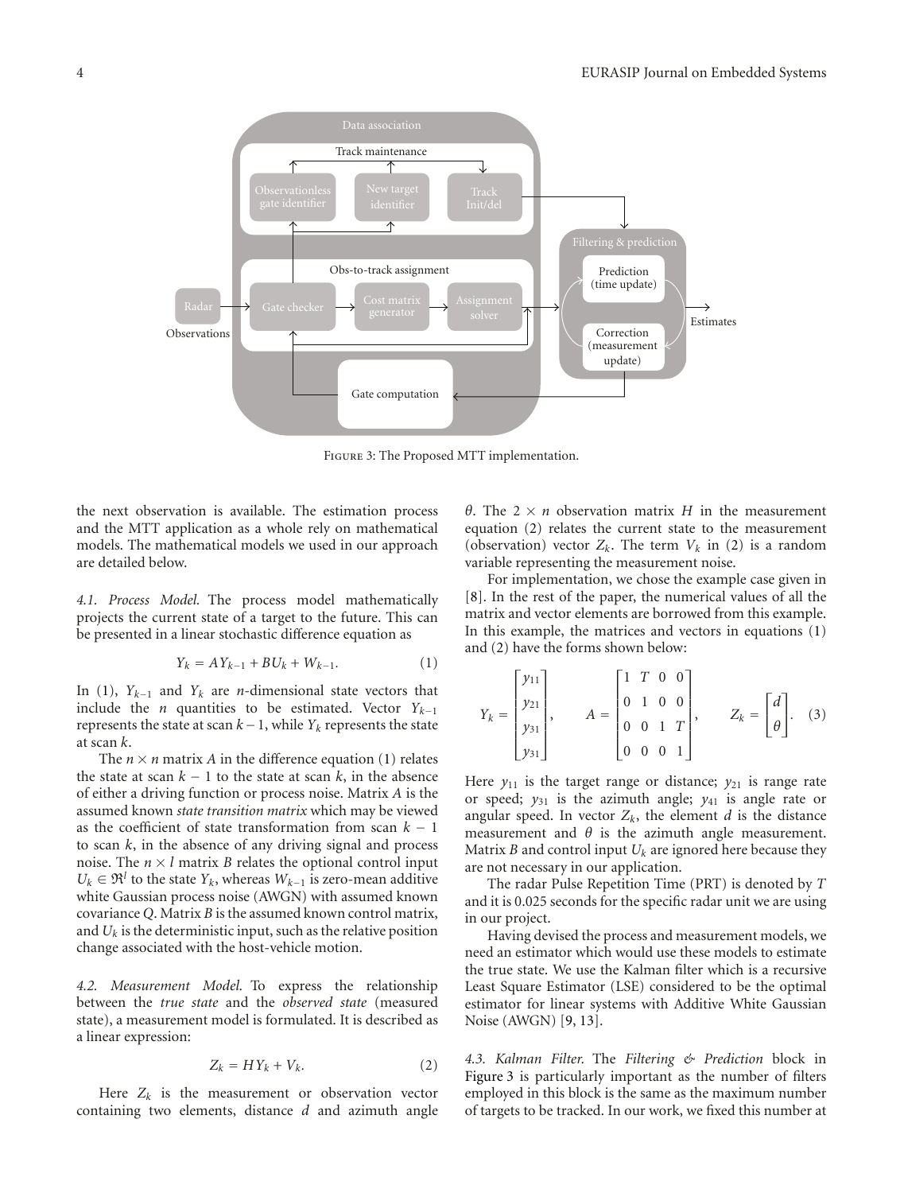FIGURE 3: The Proposed MTT implementation.

the next observation is available. The estimation process and the MTT application as a whole rely on mathematical models. The mathematical models we used in our approach are detailed below.

*4.1. Process Model.* The process model mathematically projects the current state of a target to the future. This can be presented in a linear stochastic difference equation as

$$Y_k = AY_{k-1} + BU_k + W_{k-1}. \tag{1}$$

In (1), $Y_{k-1}$ and $Y_k$ are $n$-dimensional state vectors that include the $n$ quantities to be estimated. Vector $Y_{k-1}$ represents the state at scan $k-1$, while $Y_k$ represents the state at scan $k$.

The $n \times n$ matrix $A$ in the difference equation (1) relates the state at scan $k-1$ to the state at scan $k$, in the absence of either a driving function or process noise. Matrix $A$ is the assumed known *state transition matrix* which may be viewed as the coefficient of state transformation from scan $k-1$ to scan $k$, in the absence of any driving signal and process noise. The $n \times l$ matrix $B$ relates the optional control input $U_k \in \Re^l$ to the state $Y_k$, whereas $W_{k-1}$ is zero-mean additive white Gaussian process noise (AWGN) with assumed known covariance $Q$. Matrix $B$ is the assumed known control matrix, and $U_k$ is the deterministic input, such as the relative position change associated with the host-vehicle motion.

*4.2. Measurement Model.* To express the relationship between the *true state* and the *observed state* (measured state), a measurement model is formulated. It is described as a linear expression:

$$Z_k = HY_k + V_k. \tag{2}$$

Here $Z_k$ is the measurement or observation vector containing two elements, distance $d$ and azimuth angle $\theta$. The $2 \times n$ observation matrix $H$ in the measurement equation (2) relates the current state to the measurement (observation) vector $Z_k$. The term $V_k$ in (2) is a random variable representing the measurement noise.

For implementation, we chose the example case given in [8]. In the rest of the paper, the numerical values of all the matrix and vector elements are borrowed from this example. In this example, the matrices and vectors in equations (1) and (2) have the forms shown below:

$$Y_k = \begin{bmatrix} y_{11} \\ y_{21} \\ y_{31} \\ y_{31} \end{bmatrix}, \qquad A = \begin{bmatrix} 1 & T & 0 & 0 \\ 0 & 1 & 0 & 0 \\ 0 & 0 & 1 & T \\ 0 & 0 & 0 & 1 \end{bmatrix}, \qquad Z_k = \begin{bmatrix} d \\ \theta \end{bmatrix}. \tag{3}$$

Here $y_{11}$ is the target range or distance; $y_{21}$ is range rate or speed; $y_{31}$ is the azimuth angle; $y_{41}$ is angle rate or angular speed. In vector $Z_k$, the element $d$ is the distance measurement and $\theta$ is the azimuth angle measurement. Matrix $B$ and control input $U_k$ are ignored here because they are not necessary in our application.

The radar Pulse Repetition Time (PRT) is denoted by $T$ and it is 0.025 seconds for the specific radar unit we are using in our project.

Having devised the process and measurement models, we need an estimator which would use these models to estimate the true state. We use the Kalman filter which is a recursive Least Square Estimator (LSE) considered to be the optimal estimator for linear systems with Additive White Gaussian Noise (AWGN) [9, 13].

*4.3. Kalman Filter.* The *Filtering & Prediction* block in Figure 3 is particularly important as the number of filters employed in this block is the same as the maximum number of targets to be tracked. In our work, we fixed this number at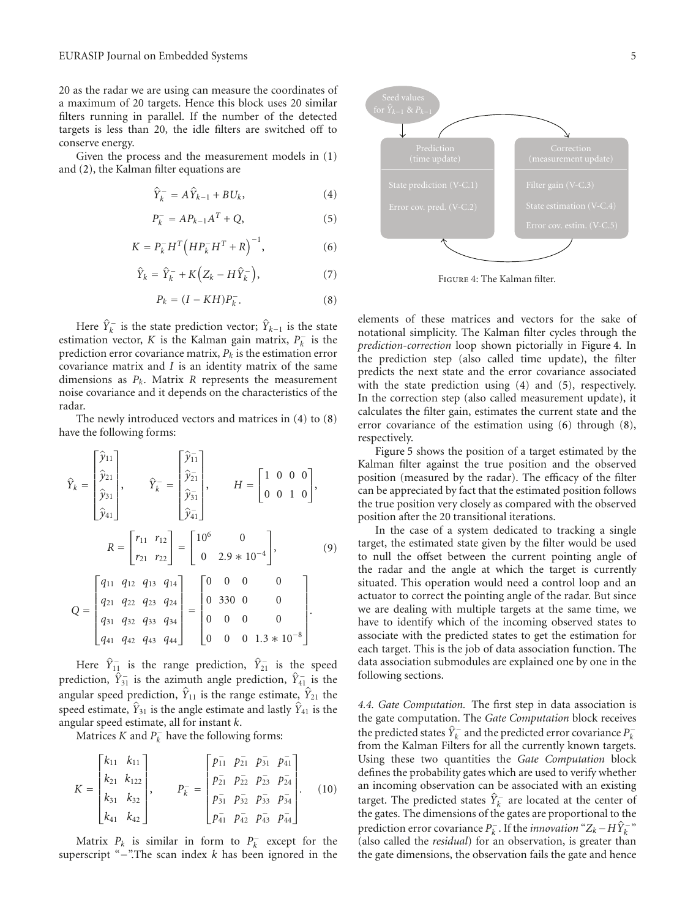20 as the radar we are using can measure the coordinates of a maximum of 20 targets. Hence this block uses 20 similar filters running in parallel. If the number of the detected targets is less than 20, the idle filters are switched off to conserve energy.

Given the process and the measurement models in (1) and (2), the Kalman filter equations are

$$\hat{Y}_k^- = A\hat{Y}_{k-1} + BU_k, \tag{4}$$

$$P_k^- = AP_{k-1}A^T + Q, \tag{5}$$

$$K = P_k^- H^T \left(HP_k^- H^T + R\right)^{-1}, \tag{6}$$

$$\hat{Y}_k = \hat{Y}_k^- + K\left(Z_k - H\hat{Y}_k^-\right), \tag{7}$$

$$P_k = (I - KH)P_k^-. \tag{8}$$

Here $\hat{Y}_k^-$ is the state prediction vector; $\hat{Y}_{k-1}$ is the state estimation vector, $K$ is the Kalman gain matrix, $P_k^-$ is the prediction error covariance matrix, $P_k$ is the estimation error covariance matrix and $I$ is an identity matrix of the same dimensions as $P_k$. Matrix $R$ represents the measurement noise covariance and it depends on the characteristics of the radar.

The newly introduced vectors and matrices in (4) to (8) have the following forms:

$$\hat{Y}_k = \begin{bmatrix} \hat{y}_{11} \\ \hat{y}_{21} \\ \hat{y}_{31} \\ \hat{y}_{41} \end{bmatrix}, \qquad \hat{Y}_k^- = \begin{bmatrix} \hat{y}_{11}^- \\ \hat{y}_{21}^- \\ \hat{y}_{31}^- \\ \hat{y}_{41}^- \end{bmatrix}, \qquad H = \begin{bmatrix} 1 & 0 & 0 & 0 \\ 0 & 0 & 1 & 0 \end{bmatrix},$$

$$R = \begin{bmatrix} r_{11} & r_{12} \\ r_{21} & r_{22} \end{bmatrix} = \begin{bmatrix} 10^6 & 0 \\ 0 & 2.9 * 10^{-4} \end{bmatrix}, \tag{9}$$

$$Q = \begin{bmatrix} q_{11} & q_{12} & q_{13} & q_{14} \\ q_{21} & q_{22} & q_{23} & q_{24} \\ q_{31} & q_{32} & q_{33} & q_{34} \\ q_{41} & q_{42} & q_{43} & q_{44} \end{bmatrix} = \begin{bmatrix} 0 & 0 & 0 & 0 \\ 0 & 330 & 0 & 0 \\ 0 & 0 & 0 & 0 \\ 0 & 0 & 0 & 1.3 * 10^{-8} \end{bmatrix}.$$

Here $\hat{Y}_{11}^-$ is the range prediction, $\hat{Y}_{21}^-$ is the speed prediction, $\hat{Y}_{31}^-$ is the azimuth angle prediction, $\hat{Y}_{41}^-$ is the angular speed prediction, $\hat{Y}_{11}$ is the range estimate, $\hat{Y}_{21}$ the speed estimate, $\hat{Y}_{31}$ is the angle estimate and lastly $\hat{Y}_{41}$ is the angular speed estimate, all for instant $k$.

Matrices $K$ and $P_k^-$ have the following forms:

$$K = \begin{bmatrix} k_{11} & k_{11} \\ k_{21} & k_{122} \\ k_{31} & k_{32} \\ k_{41} & k_{42} \end{bmatrix}, \qquad P_k^- = \begin{bmatrix} p_{11}^- & p_{21}^- & p_{31}^- & p_{41}^- \\ p_{21}^- & p_{22}^- & p_{23}^- & p_{24}^- \\ p_{31}^- & p_{32}^- & p_{33}^- & p_{34}^- \\ p_{41}^- & p_{42}^- & p_{43}^- & p_{44}^- \end{bmatrix}. \tag{10}$$

Matrix $P_k$ is similar in form to $P_k^-$ except for the superscript "−".The scan index $k$ has been ignored in the elements of these matrices and vectors for the sake of notational simplicity. The Kalman filter cycles through the *prediction-correction* loop shown pictorially in Figure 4. In the prediction step (also called time update), the filter predicts the next state and the error covariance associated with the state prediction using (4) and (5), respectively. In the correction step (also called measurement update), it calculates the filter gain, estimates the current state and the error covariance of the estimation using (6) through (8), respectively.

Seed values for $\hat{Y}_{k-1}$ & $P_{k-1}$

Prediction (time update): State prediction (V-C.1), Error cov. pred. (V-C.2)

Correction (measurement update): Filter gain (V-C.3), State estimation (V-C.4), Error cov. estim. (V-C.5)

Figure 4: The Kalman filter.

Figure 5 shows the position of a target estimated by the Kalman filter against the true position and the observed position (measured by the radar). The efficacy of the filter can be appreciated by fact that the estimated position follows the true position very closely as compared with the observed position after the 20 transitional iterations.

In the case of a system dedicated to tracking a single target, the estimated state given by the filter would be used to null the offset between the current pointing angle of the radar and the angle at which the target is currently situated. This operation would need a control loop and an actuator to correct the pointing angle of the radar. But since we are dealing with multiple targets at the same time, we have to identify which of the incoming observed states to associate with the predicted states to get the estimation for each target. This is the job of data association function. The data association submodules are explained one by one in the following sections.

*4.4. Gate Computation.* The first step in data association is the gate computation. The *Gate Computation* block receives the predicted states $\hat{Y}_k^-$ and the predicted error covariance $P_k^-$ from the Kalman Filters for all the currently known targets. Using these two quantities the *Gate Computation* block defines the probability gates which are used to verify whether an incoming observation can be associated with an existing target. The predicted states $\hat{Y}_k^-$ are located at the center of the gates. The dimensions of the gates are proportional to the prediction error covariance $P_k^-$. If the *innovation* "$Z_k - H\hat{Y}_k^-$" (also called the *residual*) for an observation, is greater than the gate dimensions, the observation fails the gate and hence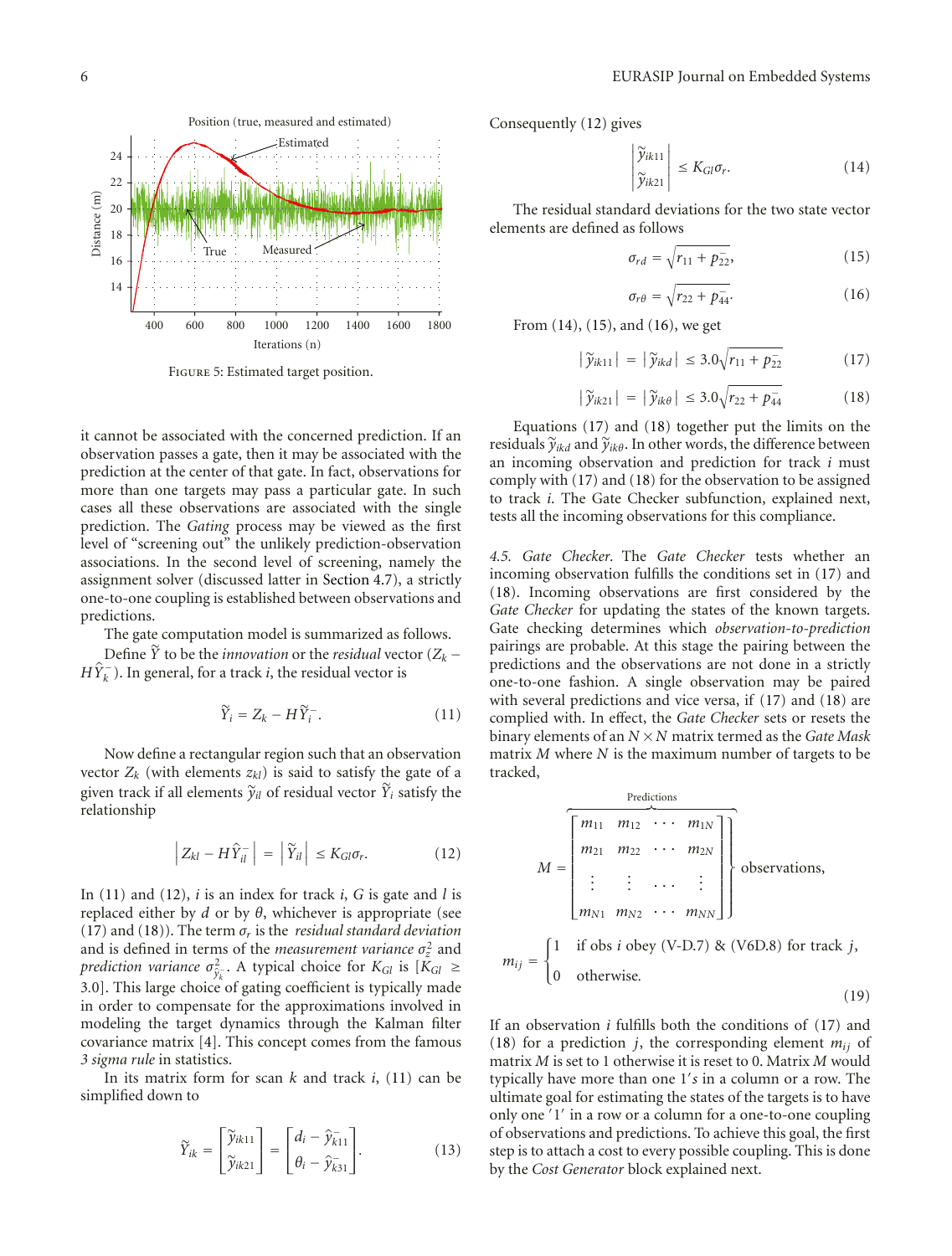Figure 5: Estimated target position.

it cannot be associated with the concerned prediction. If an observation passes a gate, then it may be associated with the prediction at the center of that gate. In fact, observations for more than one targets may pass a particular gate. In such cases all these observations are associated with the single prediction. The *Gating* process may be viewed as the first level of "screening out" the unlikely prediction-observation associations. In the second level of screening, namely the assignment solver (discussed latter in Section 4.7), a strictly one-to-one coupling is established between observations and predictions.

The gate computation model is summarized as follows.

Define $\tilde{Y}$ to be the *innovation* or the *residual* vector $(Z_k - H\hat{Y}_k^-)$. In general, for a track $i$, the residual vector is

$$\tilde{Y}_i = Z_k - H\tilde{Y}_i^-. \tag{11}$$

Now define a rectangular region such that an observation vector $Z_k$ (with elements $z_{kl}$) is said to satisfy the gate of a given track if all elements $\tilde{y}_{il}$ of residual vector $\tilde{Y}_i$ satisfy the relationship

$$\left| Z_{kl} - H\hat{Y}_{il}^- \right| = \left| \tilde{Y}_{il} \right| \leq K_{Gl}\sigma_r. \tag{12}$$

In (11) and (12), $i$ is an index for track $i$, $G$ is gate and $l$ is replaced either by $d$ or by $\theta$, whichever is appropriate (see (17) and (18)). The term $\sigma_r$ is the *residual standard deviation* and is defined in terms of the *measurement variance* $\sigma_z^2$ and *prediction variance* $\sigma_{\hat{y}_k^-}^2$. A typical choice for $K_{Gl}$ is $[K_{Gl} \geq 3.0]$. This large choice of gating coefficient is typically made in order to compensate for the approximations involved in modeling the target dynamics through the Kalman filter covariance matrix [4]. This concept comes from the famous *3 sigma rule* in statistics.

In its matrix form for scan $k$ and track $i$, (11) can be simplified down to

$$\tilde{Y}_{ik} = \begin{bmatrix} \tilde{y}_{ik11} \\ \tilde{y}_{ik21} \end{bmatrix} = \begin{bmatrix} d_i - \hat{y}_{k11}^- \\ \theta_i - \hat{y}_{k31}^- \end{bmatrix}. \tag{13}$$

Consequently (12) gives

$$\left| \begin{matrix} \tilde{y}_{ik11} \\ \tilde{y}_{ik21} \end{matrix} \right| \leq K_{Gl}\sigma_r. \tag{14}$$

The residual standard deviations for the two state vector elements are defined as follows

$$\sigma_{rd} = \sqrt{r_{11} + p_{22}^-}, \tag{15}$$

$$\sigma_{r\theta} = \sqrt{r_{22} + p_{44}^-}. \tag{16}$$

From (14), (15), and (16), we get

$$\left| \tilde{y}_{ik11} \right| = \left| \tilde{y}_{ikd} \right| \leq 3.0\sqrt{r_{11} + p_{22}^-} \tag{17}$$

$$\left| \tilde{y}_{ik21} \right| = \left| \tilde{y}_{ik\theta} \right| \leq 3.0\sqrt{r_{22} + p_{44}^-} \tag{18}$$

Equations (17) and (18) together put the limits on the residuals $\tilde{y}_{ikd}$ and $\tilde{y}_{ik\theta}$. In other words, the difference between an incoming observation and prediction for track $i$ must comply with (17) and (18) for the observation to be assigned to track $i$. The Gate Checker subfunction, explained next, tests all the incoming observations for this compliance.

*4.5. Gate Checker.* The *Gate Checker* tests whether an incoming observation fulfills the conditions set in (17) and (18). Incoming observations are first considered by the *Gate Checker* for updating the states of the known targets. Gate checking determines which *observation-to-prediction* pairings are probable. At this stage the pairing between the predictions and the observations are not done in a strictly one-to-one fashion. A single observation may be paired with several predictions and vice versa, if (17) and (18) are complied with. In effect, the *Gate Checker* sets or resets the binary elements of an $N \times N$ matrix termed as the *Gate Mask* matrix $M$ where $N$ is the maximum number of targets to be tracked,

$$M = \overbrace{\begin{bmatrix} m_{11} & m_{12} & \cdots & m_{1N} \\ m_{21} & m_{22} & \cdots & m_{2N} \\ \vdots & \vdots & \ldots & \vdots \\ m_{N1} & m_{N2} & \cdots & m_{NN} \end{bmatrix}}^{\text{Predictions}} \left. \vphantom{\begin{bmatrix} m \\ m \\ \vdots \\ m \end{bmatrix}} \right\} \text{observations},$$

$$m_{ij} = \begin{cases} 1 & \text{if obs } i \text{ obey (V-D.7) \& (V6D.8) for track } j, \\ 0 & \text{otherwise.} \end{cases} \tag{19}$$

If an observation $i$ fulfills both the conditions of (17) and (18) for a prediction $j$, the corresponding element $m_{ij}$ of matrix $M$ is set to 1 otherwise it is reset to 0. Matrix $M$ would typically have more than one $1's$ in a column or a row. The ultimate goal for estimating the states of the targets is to have only one '1' in a row or a column for a one-to-one coupling of observations and predictions. To achieve this goal, the first step is to attach a cost to every possible coupling. This is done by the *Cost Generator* block explained next.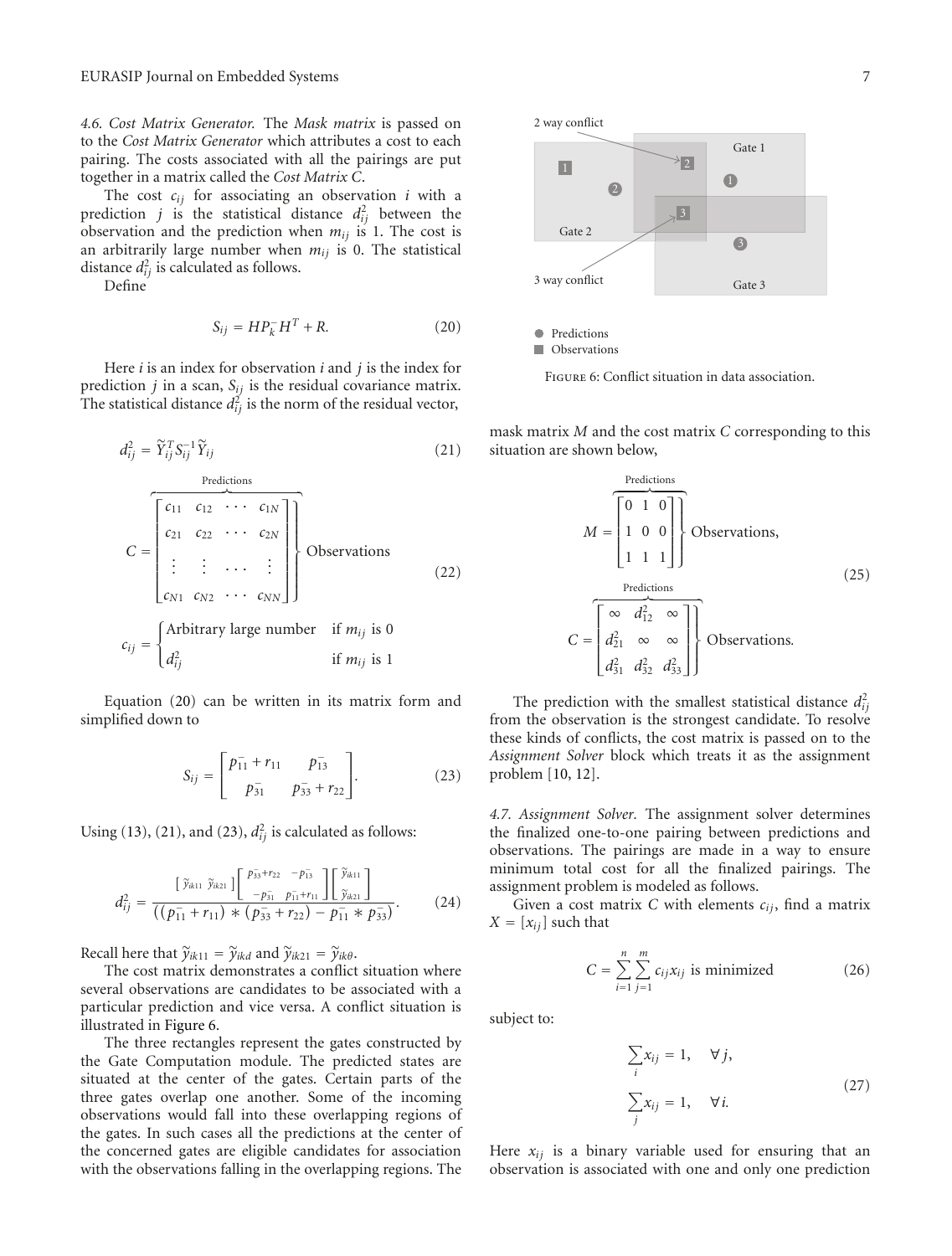*4.6. Cost Matrix Generator.* The *Mask matrix* is passed on to the *Cost Matrix Generator* which attributes a cost to each pairing. The costs associated with all the pairings are put together in a matrix called the *Cost Matrix C*.

The cost $c_{ij}$ for associating an observation $i$ with a prediction $j$ is the statistical distance $d_{ij}^2$ between the observation and the prediction when $m_{ij}$ is 1. The cost is an arbitrarily large number when $m_{ij}$ is 0. The statistical distance $d_{ij}^2$ is calculated as follows.

Define

$$S_{ij} = HP_k^- H^T + R. \tag{20}$$

Here $i$ is an index for observation $i$ and $j$ is the index for prediction $j$ in a scan, $S_{ij}$ is the residual covariance matrix. The statistical distance $d_{ij}^2$ is the norm of the residual vector,

$$d_{ij}^2 = \widetilde{Y}_{ij}^T S_{ij}^{-1} \widetilde{Y}_{ij} \tag{21}$$

$$C = \overbrace{\begin{bmatrix} c_{11} & c_{12} & \cdots & c_{1N} \\ c_{21} & c_{22} & \cdots & c_{2N} \\ \vdots & \vdots & \cdots & \vdots \\ c_{N1} & c_{N2} & \cdots & c_{NN} \end{bmatrix}}^{\text{Predictions}} \Bigg\} \text{Observations}$$

$$c_{ij} = \begin{cases} \text{Arbitrary large number} & \text{if } m_{ij} \text{ is } 0 \\ d_{ij}^2 & \text{if } m_{ij} \text{ is } 1 \end{cases} \tag{22}$$

Equation (20) can be written in its matrix form and simplified down to

$$S_{ij} = \begin{bmatrix} p_{11}^- + r_{11} & p_{13}^- \\ p_{31}^- & p_{33}^- + r_{22} \end{bmatrix}. \tag{23}$$

Using (13), (21), and (23), $d_{ij}^2$ is calculated as follows:

$$d_{ij}^2 = \frac{\begin{bmatrix} \widetilde{y}_{ik11} & \widetilde{y}_{ik21} \end{bmatrix} \begin{bmatrix} p_{33}^- + r_{22} & -p_{13}^- \\ -p_{31}^- & p_{11}^- + r_{11} \end{bmatrix} \begin{bmatrix} \widetilde{y}_{ik11} \\ \widetilde{y}_{ik21} \end{bmatrix}}{\left( (p_{11}^- + r_{11}) * (p_{33}^- + r_{22}) - p_{11}^- * p_{33}^- \right)}. \tag{24}$$

Recall here that $\widetilde{y}_{ik11} = \widetilde{y}_{ikd}$ and $\widetilde{y}_{ik21} = \widetilde{y}_{ik\theta}$.

The cost matrix demonstrates a conflict situation where several observations are candidates to be associated with a particular prediction and vice versa. A conflict situation is illustrated in Figure 6.

The three rectangles represent the gates constructed by the Gate Computation module. The predicted states are situated at the center of the gates. Certain parts of the three gates overlap one another. Some of the incoming observations would fall into these overlapping regions of the gates. In such cases all the predictions at the center of the concerned gates are eligible candidates for association with the observations falling in the overlapping regions. The mask matrix $M$ and the cost matrix $C$ corresponding to this situation are shown below,

Figure 6: Conflict situation in data association.

$$M = \overbrace{\begin{bmatrix} 0 & 1 & 0 \\ 1 & 0 & 0 \\ 1 & 1 & 1 \end{bmatrix}}^{\text{Predictions}} \Bigg\} \text{Observations},$$

$$C = \overbrace{\begin{bmatrix} \infty & d_{12}^2 & \infty \\ d_{21}^2 & \infty & \infty \\ d_{31}^2 & d_{32}^2 & d_{33}^2 \end{bmatrix}}^{\text{Predictions}} \Bigg\} \text{Observations}. \tag{25}$$

The prediction with the smallest statistical distance $d_{ij}^2$ from the observation is the strongest candidate. To resolve these kinds of conflicts, the cost matrix is passed on to the *Assignment Solver* block which treats it as the assignment problem [10, 12].

*4.7. Assignment Solver.* The assignment solver determines the finalized one-to-one pairing between predictions and observations. The pairings are made in a way to ensure minimum total cost for all the finalized pairings. The assignment problem is modeled as follows.

Given a cost matrix $C$ with elements $c_{ij}$, find a matrix $X = [x_{ij}]$ such that

$$C = \sum_{i=1}^{n} \sum_{j=1}^{m} c_{ij} x_{ij} \text{ is minimized} \tag{26}$$

subject to:

$$\sum_i x_{ij} = 1, \quad \forall j,$$
$$\sum_j x_{ij} = 1, \quad \forall i. \tag{27}$$

Here $x_{ij}$ is a binary variable used for ensuring that an observation is associated with one and only one prediction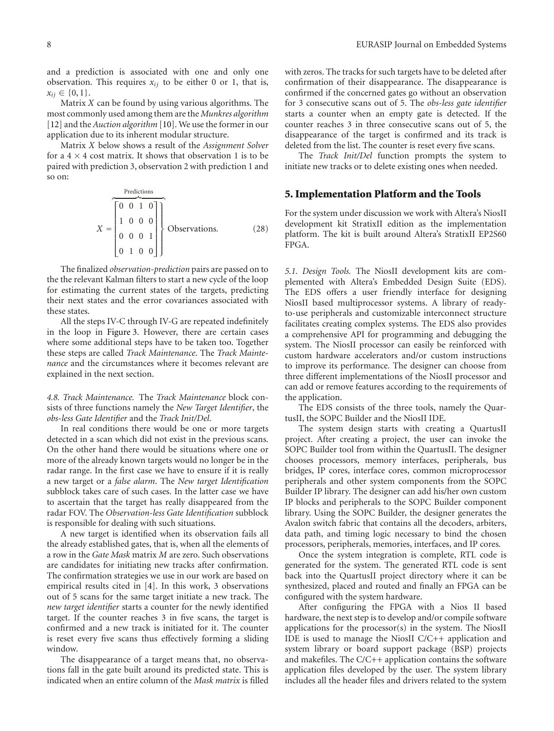and a prediction is associated with one and only one observation. This requires $x_{ij}$ to be either 0 or 1, that is, $x_{ij} \in \{0, 1\}$.

Matrix $X$ can be found by using various algorithms. The most commonly used among them are the *Munkres algorithm* [12] and the *Auction algorithm* [10]. We use the former in our application due to its inherent modular structure.

Matrix $X$ below shows a result of the *Assignment Solver* for a $4 \times 4$ cost matrix. It shows that observation 1 is to be paired with prediction 3, observation 2 with prediction 1 and so on:

$$X = \overbrace{\left.\begin{bmatrix} 0 & 0 & 1 & 0 \\ 1 & 0 & 0 & 0 \\ 0 & 0 & 0 & 1 \\ 0 & 1 & 0 & 0 \end{bmatrix}\right\}}^{\text{Predictions}} \text{Observations.} \tag{28}$$

The finalized *observation-prediction* pairs are passed on to the the relevant Kalman filters to start a new cycle of the loop for estimating the current states of the targets, predicting their next states and the error covariances associated with these states.

All the steps IV-C through IV-G are repeated indefinitely in the loop in Figure 3. However, there are certain cases where some additional steps have to be taken too. Together these steps are called *Track Maintenance*. The *Track Maintenance* and the circumstances where it becomes relevant are explained in the next section.

*4.8. Track Maintenance.* The *Track Maintenance* block consists of three functions namely the *New Target Identifier*, the *obs-less Gate Identifier* and the *Track Init/Del*.

In real conditions there would be one or more targets detected in a scan which did not exist in the previous scans. On the other hand there would be situations where one or more of the already known targets would no longer be in the radar range. In the first case we have to ensure if it is really a new target or a *false alarm*. The *New target Identification* subblock takes care of such cases. In the latter case we have to ascertain that the target has really disappeared from the radar FOV. The *Observation-less Gate Identification* subblock is responsible for dealing with such situations.

A new target is identified when its observation fails all the already established gates, that is, when all the elements of a row in the *Gate Mask* matrix $M$ are zero. Such observations are candidates for initiating new tracks after confirmation. The confirmation strategies we use in our work are based on empirical results cited in [4]. In this work, 3 observations out of 5 scans for the same target initiate a new track. The *new target identifier* starts a counter for the newly identified target. If the counter reaches 3 in five scans, the target is confirmed and a new track is initiated for it. The counter is reset every five scans thus effectively forming a sliding window.

The disappearance of a target means that, no observations fall in the gate built around its predicted state. This is indicated when an entire column of the *Mask matrix* is filled with zeros. The tracks for such targets have to be deleted after confirmation of their disappearance. The disappearance is confirmed if the concerned gates go without an observation for 3 consecutive scans out of 5. The *obs-less gate identifier* starts a counter when an empty gate is detected. If the counter reaches 3 in three consecutive scans out of 5, the disappearance of the target is confirmed and its track is deleted from the list. The counter is reset every five scans.

The *Track Init/Del* function prompts the system to initiate new tracks or to delete existing ones when needed.

## 5. Implementation Platform and the Tools

For the system under discussion we work with Altera's NiosII development kit StratixII edition as the implementation platform. The kit is built around Altera's StratixII EP2S60 FPGA.

*5.1. Design Tools.* The NiosII development kits are complemented with Altera's Embedded Design Suite (EDS). The EDS offers a user friendly interface for designing NiosII based multiprocessor systems. A library of ready-to-use peripherals and customizable interconnect structure facilitates creating complex systems. The EDS also provides a comprehensive API for programming and debugging the system. The NiosII processor can easily be reinforced with custom hardware accelerators and/or custom instructions to improve its performance. The designer can choose from three different implementations of the NiosII processor and can add or remove features according to the requirements of the application.

The EDS consists of the three tools, namely the QuartusII, the SOPC Builder and the NiosII IDE.

The system design starts with creating a QuartusII project. After creating a project, the user can invoke the SOPC Builder tool from within the QuartusII. The designer chooses processors, memory interfaces, peripherals, bus bridges, IP cores, interface cores, common microprocessor peripherals and other system components from the SOPC Builder IP library. The designer can add his/her own custom IP blocks and peripherals to the SOPC Builder component library. Using the SOPC Builder, the designer generates the Avalon switch fabric that contains all the decoders, arbiters, data path, and timing logic necessary to bind the chosen processors, peripherals, memories, interfaces, and IP cores.

Once the system integration is complete, RTL code is generated for the system. The generated RTL code is sent back into the QuartusII project directory where it can be synthesized, placed and routed and finally an FPGA can be configured with the system hardware.

After configuring the FPGA with a Nios II based hardware, the next step is to develop and/or compile software applications for the processor(s) in the system. The NiosII IDE is used to manage the NiosII C/C++ application and system library or board support package (BSP) projects and makefiles. The C/C++ application contains the software application files developed by the user. The system library includes all the header files and drivers related to the system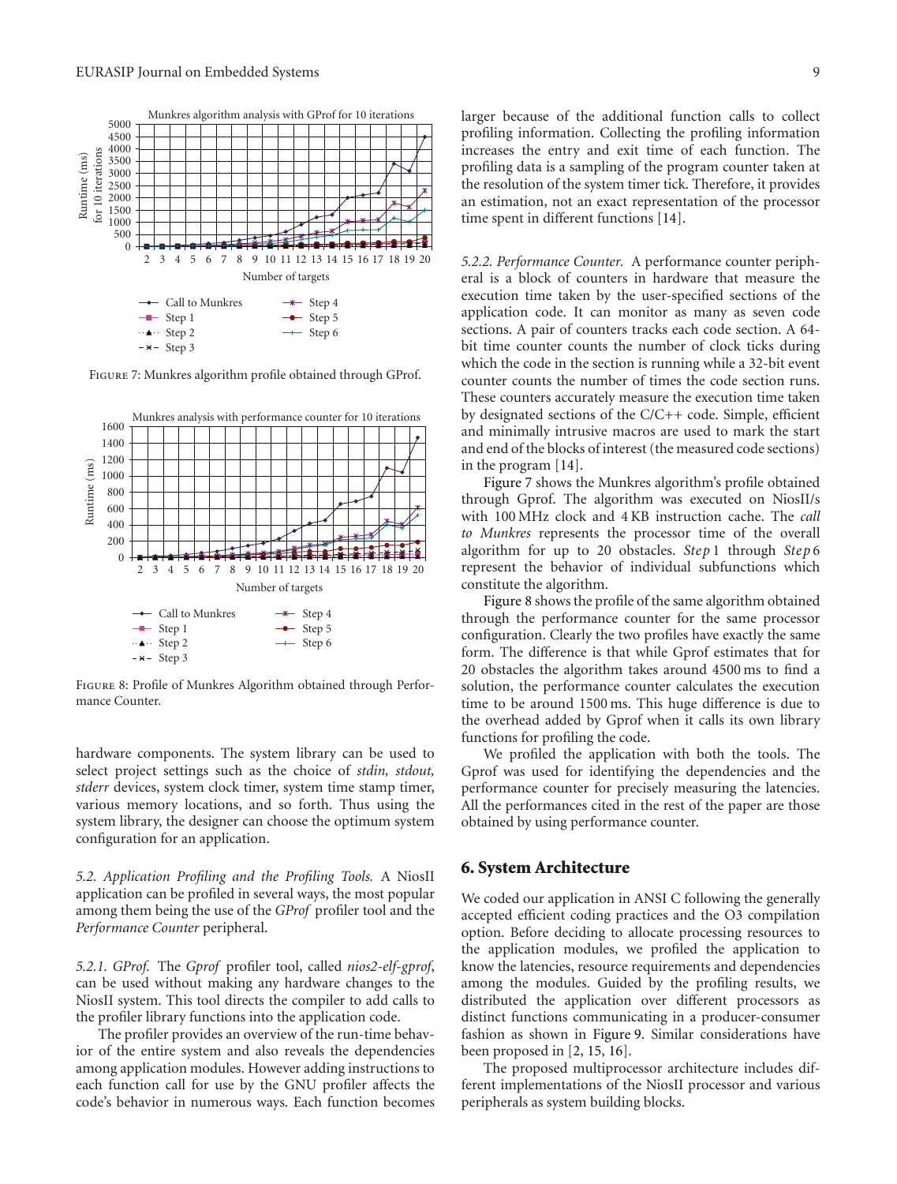Figure 7: Munkres algorithm profile obtained through GProf.

Figure 8: Profile of Munkres Algorithm obtained through Performance Counter.

hardware components. The system library can be used to select project settings such as the choice of *stdin, stdout, stderr* devices, system clock timer, system time stamp timer, various memory locations, and so forth. Thus using the system library, the designer can choose the optimum system configuration for an application.

*5.2. Application Profiling and the Profiling Tools.* A NiosII application can be profiled in several ways, the most popular among them being the use of the *GProf* profiler tool and the *Performance Counter* peripheral.

*5.2.1. GProf.* The *Gprof* profiler tool, called *nios2-elf-gprof*, can be used without making any hardware changes to the NiosII system. This tool directs the compiler to add calls to the profiler library functions into the application code.

The profiler provides an overview of the run-time behavior of the entire system and also reveals the dependencies among application modules. However adding instructions to each function call for use by the GNU profiler affects the code's behavior in numerous ways. Each function becomes larger because of the additional function calls to collect profiling information. Collecting the profiling information increases the entry and exit time of each function. The profiling data is a sampling of the program counter taken at the resolution of the system timer tick. Therefore, it provides an estimation, not an exact representation of the processor time spent in different functions [14].

*5.2.2. Performance Counter.* A performance counter peripheral is a block of counters in hardware that measure the execution time taken by the user-specified sections of the application code. It can monitor as many as seven code sections. A pair of counters tracks each code section. A 64-bit time counter counts the number of clock ticks during which the code in the section is running while a 32-bit event counter counts the number of times the code section runs. These counters accurately measure the execution time taken by designated sections of the C/C++ code. Simple, efficient and minimally intrusive macros are used to mark the start and end of the blocks of interest (the measured code sections) in the program [14].

Figure 7 shows the Munkres algorithm's profile obtained through Gprof. The algorithm was executed on NiosII/s with 100 MHz clock and 4 KB instruction cache. The *call to Munkres* represents the processor time of the overall algorithm for up to 20 obstacles. *Step* 1 through *Step* 6 represent the behavior of individual subfunctions which constitute the algorithm.

Figure 8 shows the profile of the same algorithm obtained through the performance counter for the same processor configuration. Clearly the two profiles have exactly the same form. The difference is that while Gprof estimates that for 20 obstacles the algorithm takes around 4500 ms to find a solution, the performance counter calculates the execution time to be around 1500 ms. This huge difference is due to the overhead added by Gprof when it calls its own library functions for profiling the code.

We profiled the application with both the tools. The Gprof was used for identifying the dependencies and the performance counter for precisely measuring the latencies. All the performances cited in the rest of the paper are those obtained by using performance counter.

## 6. System Architecture

We coded our application in ANSI C following the generally accepted efficient coding practices and the O3 compilation option. Before deciding to allocate processing resources to the application modules, we profiled the application to know the latencies, resource requirements and dependencies among the modules. Guided by the profiling results, we distributed the application over different processors as distinct functions communicating in a producer-consumer fashion as shown in Figure 9. Similar considerations have been proposed in [2, 15, 16].

The proposed multiprocessor architecture includes different implementations of the NiosII processor and various peripherals as system building blocks.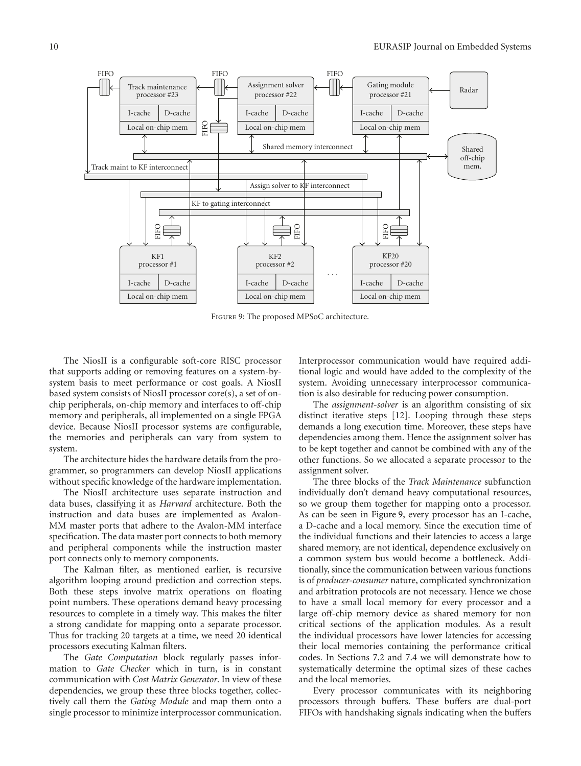Figure 9: The proposed MPSoC architecture.

The NiosII is a configurable soft-core RISC processor that supports adding or removing features on a system-by-system basis to meet performance or cost goals. A NiosII based system consists of NiosII processor core(s), a set of on-chip peripherals, on-chip memory and interfaces to off-chip memory and peripherals, all implemented on a single FPGA device. Because NiosII processor systems are configurable, the memories and peripherals can vary from system to system.

The architecture hides the hardware details from the programmer, so programmers can develop NiosII applications without specific knowledge of the hardware implementation.

The NiosII architecture uses separate instruction and data buses, classifying it as *Harvard* architecture. Both the instruction and data buses are implemented as Avalon-MM master ports that adhere to the Avalon-MM interface specification. The data master port connects to both memory and peripheral components while the instruction master port connects only to memory components.

The Kalman filter, as mentioned earlier, is recursive algorithm looping around prediction and correction steps. Both these steps involve matrix operations on floating point numbers. These operations demand heavy processing resources to complete in a timely way. This makes the filter a strong candidate for mapping onto a separate processor. Thus for tracking 20 targets at a time, we need 20 identical processors executing Kalman filters.

The *Gate Computation* block regularly passes information to *Gate Checker* which in turn, is in constant communication with *Cost Matrix Generator*. In view of these dependencies, we group these three blocks together, collectively call them the *Gating Module* and map them onto a single processor to minimize interprocessor communication. Interprocessor communication would have required additional logic and would have added to the complexity of the system. Avoiding unnecessary interprocessor communication is also desirable for reducing power consumption.

The *assignment-solver* is an algorithm consisting of six distinct iterative steps [12]. Looping through these steps demands a long execution time. Moreover, these steps have dependencies among them. Hence the assignment solver has to be kept together and cannot be combined with any of the other functions. So we allocated a separate processor to the assignment solver.

The three blocks of the *Track Maintenance* subfunction individually don't demand heavy computational resources, so we group them together for mapping onto a processor. As can be seen in Figure 9, every processor has an I-cache, a D-cache and a local memory. Since the execution time of the individual functions and their latencies to access a large shared memory, are not identical, dependence exclusively on a common system bus would become a bottleneck. Additionally, since the communication between various functions is of *producer-consumer* nature, complicated synchronization and arbitration protocols are not necessary. Hence we chose to have a small local memory for every processor and a large off-chip memory device as shared memory for non critical sections of the application modules. As a result the individual processors have lower latencies for accessing their local memories containing the performance critical codes. In Sections 7.2 and 7.4 we will demonstrate how to systematically determine the optimal sizes of these caches and the local memories.

Every processor communicates with its neighboring processors through buffers. These buffers are dual-port FIFOs with handshaking signals indicating when the buffers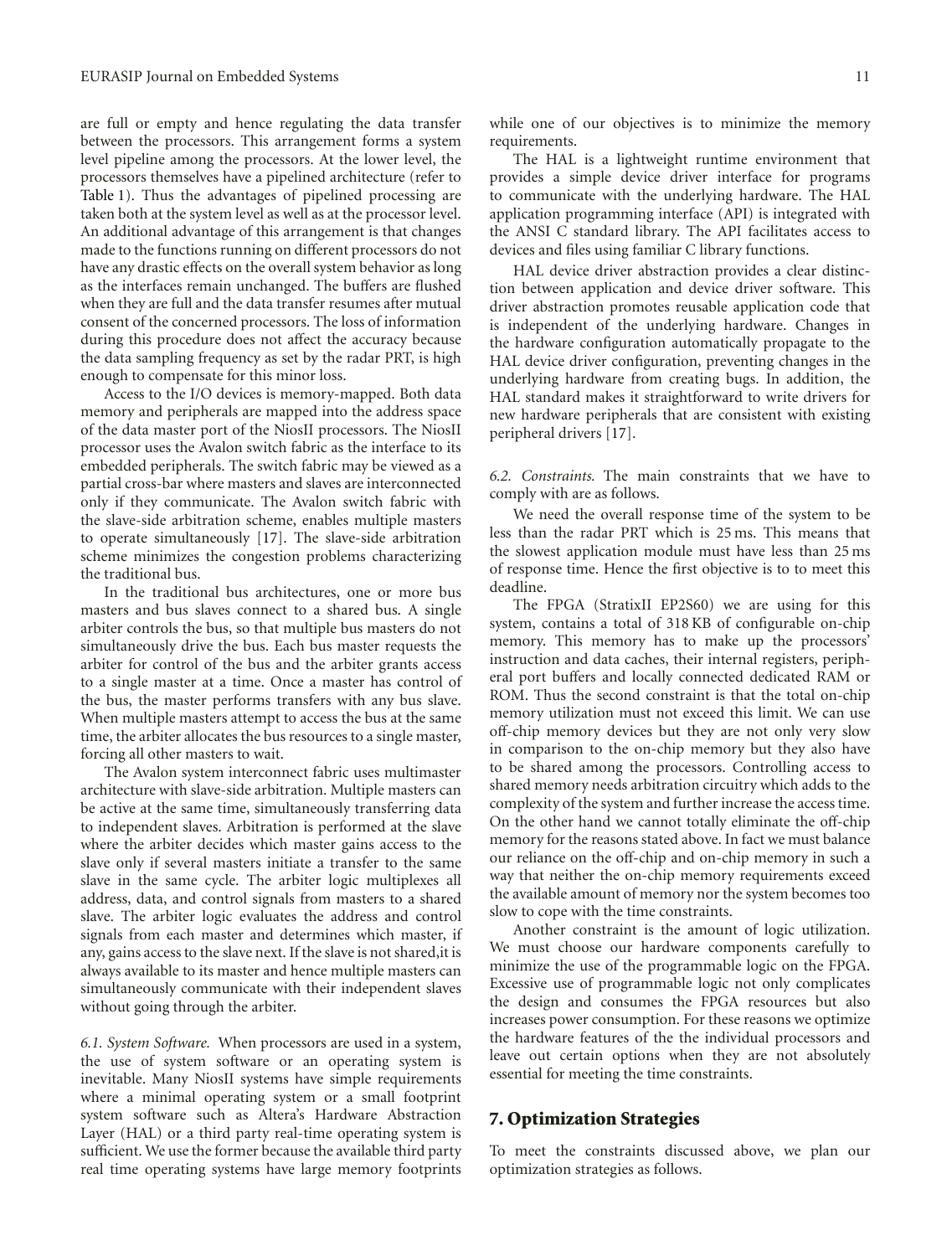are full or empty and hence regulating the data transfer between the processors. This arrangement forms a system level pipeline among the processors. At the lower level, the processors themselves have a pipelined architecture (refer to Table 1). Thus the advantages of pipelined processing are taken both at the system level as well as at the processor level. An additional advantage of this arrangement is that changes made to the functions running on different processors do not have any drastic effects on the overall system behavior as long as the interfaces remain unchanged. The buffers are flushed when they are full and the data transfer resumes after mutual consent of the concerned processors. The loss of information during this procedure does not affect the accuracy because the data sampling frequency as set by the radar PRT, is high enough to compensate for this minor loss.

Access to the I/O devices is memory-mapped. Both data memory and peripherals are mapped into the address space of the data master port of the NiosII processors. The NiosII processor uses the Avalon switch fabric as the interface to its embedded peripherals. The switch fabric may be viewed as a partial cross-bar where masters and slaves are interconnected only if they communicate. The Avalon switch fabric with the slave-side arbitration scheme, enables multiple masters to operate simultaneously [17]. The slave-side arbitration scheme minimizes the congestion problems characterizing the traditional bus.

In the traditional bus architectures, one or more bus masters and bus slaves connect to a shared bus. A single arbiter controls the bus, so that multiple bus masters do not simultaneously drive the bus. Each bus master requests the arbiter for control of the bus and the arbiter grants access to a single master at a time. Once a master has control of the bus, the master performs transfers with any bus slave. When multiple masters attempt to access the bus at the same time, the arbiter allocates the bus resources to a single master, forcing all other masters to wait.

The Avalon system interconnect fabric uses multimaster architecture with slave-side arbitration. Multiple masters can be active at the same time, simultaneously transferring data to independent slaves. Arbitration is performed at the slave where the arbiter decides which master gains access to the slave only if several masters initiate a transfer to the same slave in the same cycle. The arbiter logic multiplexes all address, data, and control signals from masters to a shared slave. The arbiter logic evaluates the address and control signals from each master and determines which master, if any, gains access to the slave next. If the slave is not shared,it is always available to its master and hence multiple masters can simultaneously communicate with their independent slaves without going through the arbiter.

*6.1. System Software.* When processors are used in a system, the use of system software or an operating system is inevitable. Many NiosII systems have simple requirements where a minimal operating system or a small footprint system software such as Altera's Hardware Abstraction Layer (HAL) or a third party real-time operating system is sufficient. We use the former because the available third party real time operating systems have large memory footprints while one of our objectives is to minimize the memory requirements.

The HAL is a lightweight runtime environment that provides a simple device driver interface for programs to communicate with the underlying hardware. The HAL application programming interface (API) is integrated with the ANSI C standard library. The API facilitates access to devices and files using familiar C library functions.

HAL device driver abstraction provides a clear distinction between application and device driver software. This driver abstraction promotes reusable application code that is independent of the underlying hardware. Changes in the hardware configuration automatically propagate to the HAL device driver configuration, preventing changes in the underlying hardware from creating bugs. In addition, the HAL standard makes it straightforward to write drivers for new hardware peripherals that are consistent with existing peripheral drivers [17].

*6.2. Constraints.* The main constraints that we have to comply with are as follows.

We need the overall response time of the system to be less than the radar PRT which is 25 ms. This means that the slowest application module must have less than 25 ms of response time. Hence the first objective is to to meet this deadline.

The FPGA (StratixII EP2S60) we are using for this system, contains a total of 318 KB of configurable on-chip memory. This memory has to make up the processors' instruction and data caches, their internal registers, peripheral port buffers and locally connected dedicated RAM or ROM. Thus the second constraint is that the total on-chip memory utilization must not exceed this limit. We can use off-chip memory devices but they are not only very slow in comparison to the on-chip memory but they also have to be shared among the processors. Controlling access to shared memory needs arbitration circuitry which adds to the complexity of the system and further increase the access time. On the other hand we cannot totally eliminate the off-chip memory for the reasons stated above. In fact we must balance our reliance on the off-chip and on-chip memory in such a way that neither the on-chip memory requirements exceed the available amount of memory nor the system becomes too slow to cope with the time constraints.

Another constraint is the amount of logic utilization. We must choose our hardware components carefully to minimize the use of the programmable logic on the FPGA. Excessive use of programmable logic not only complicates the design and consumes the FPGA resources but also increases power consumption. For these reasons we optimize the hardware features of the the individual processors and leave out certain options when they are not absolutely essential for meeting the time constraints.

## 7. Optimization Strategies

To meet the constraints discussed above, we plan our optimization strategies as follows.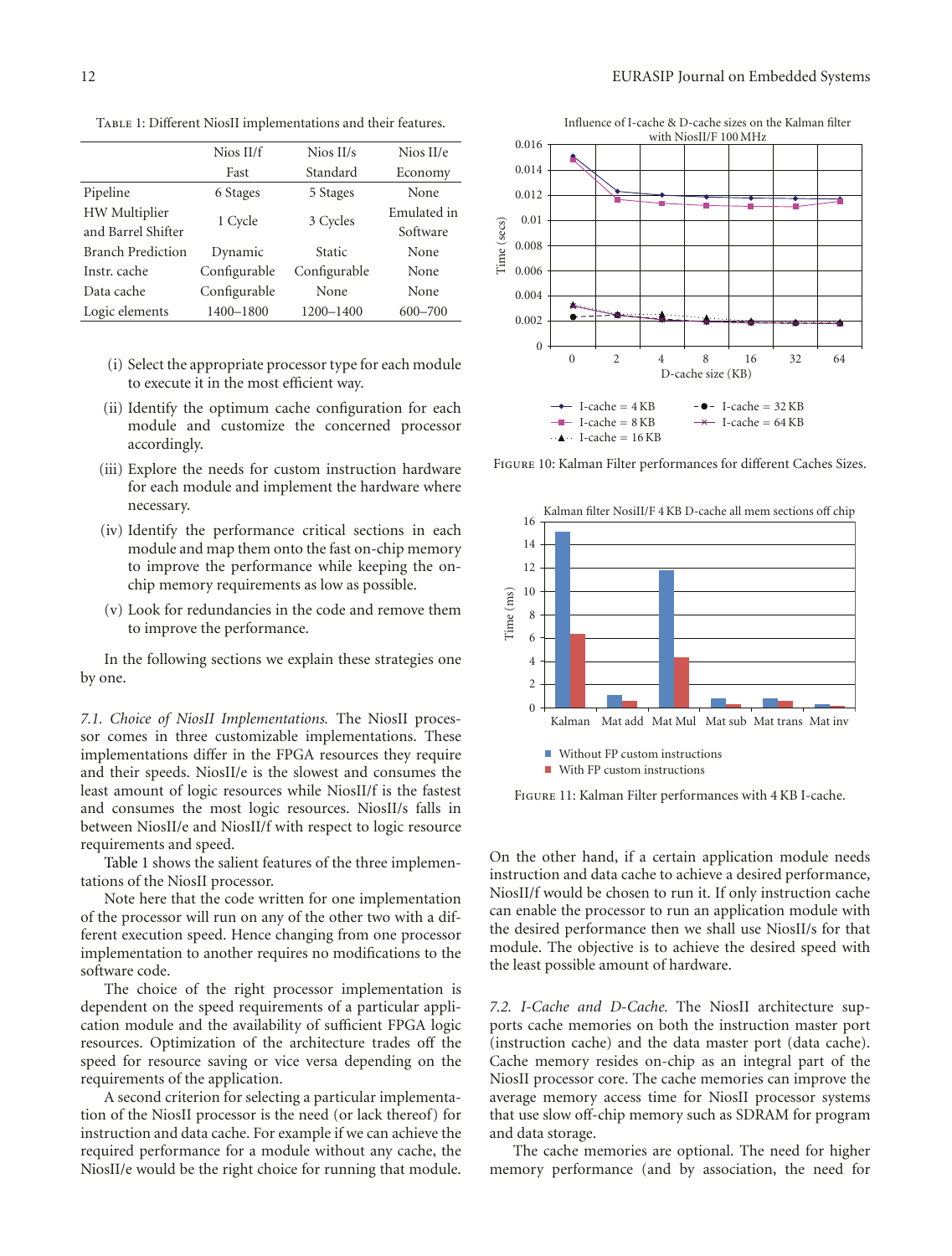Table 1: Different NiosII implementations and their features.

| | Nios II/f Fast | Nios II/s Standard | Nios II/e Economy |
|---|---|---|---|
| Pipeline | 6 Stages | 5 Stages | None |
| HW Multiplier and Barrel Shifter | 1 Cycle | 3 Cycles | Emulated in Software |
| Branch Prediction | Dynamic | Static | None |
| Instr. cache | Configurable | Configurable | None |
| Data cache | Configurable | None | None |
| Logic elements | 1400–1800 | 1200–1400 | 600–700 |

(i) Select the appropriate processor type for each module to execute it in the most efficient way.

(ii) Identify the optimum cache configuration for each module and customize the concerned processor accordingly.

(iii) Explore the needs for custom instruction hardware for each module and implement the hardware where necessary.

(iv) Identify the performance critical sections in each module and map them onto the fast on-chip memory to improve the performance while keeping the on-chip memory requirements as low as possible.

(v) Look for redundancies in the code and remove them to improve the performance.

In the following sections we explain these strategies one by one.

*7.1. Choice of NiosII Implementations.* The NiosII processor comes in three customizable implementations. These implementations differ in the FPGA resources they require and their speeds. NiosII/e is the slowest and consumes the least amount of logic resources while NiosII/f is the fastest and consumes the most logic resources. NiosII/s falls in between NiosII/e and NiosII/f with respect to logic resource requirements and speed.

Table 1 shows the salient features of the three implementations of the NiosII processor.

Note here that the code written for one implementation of the processor will run on any of the other two with a different execution speed. Hence changing from one processor implementation to another requires no modifications to the software code.

The choice of the right processor implementation is dependent on the speed requirements of a particular application module and the availability of sufficient FPGA logic resources. Optimization of the architecture trades off the speed for resource saving or vice versa depending on the requirements of the application.

A second criterion for selecting a particular implementation of the NiosII processor is the need (or lack thereof) for instruction and data cache. For example if we can achieve the required performance for a module without any cache, the NiosII/e would be the right choice for running that module.

Figure 10: Kalman Filter performances for different Caches Sizes.

Figure 11: Kalman Filter performances with 4 KB I-cache.

On the other hand, if a certain application module needs instruction and data cache to achieve a desired performance, NiosII/f would be chosen to run it. If only instruction cache can enable the processor to run an application module with the desired performance then we shall use NiosII/s for that module. The objective is to achieve the desired speed with the least possible amount of hardware.

*7.2. I-Cache and D-Cache.* The NiosII architecture supports cache memories on both the instruction master port (instruction cache) and the data master port (data cache). Cache memory resides on-chip as an integral part of the NiosII processor core. The cache memories can improve the average memory access time for NiosII processor systems that use slow off-chip memory such as SDRAM for program and data storage.

The cache memories are optional. The need for higher memory performance (and by association, the need for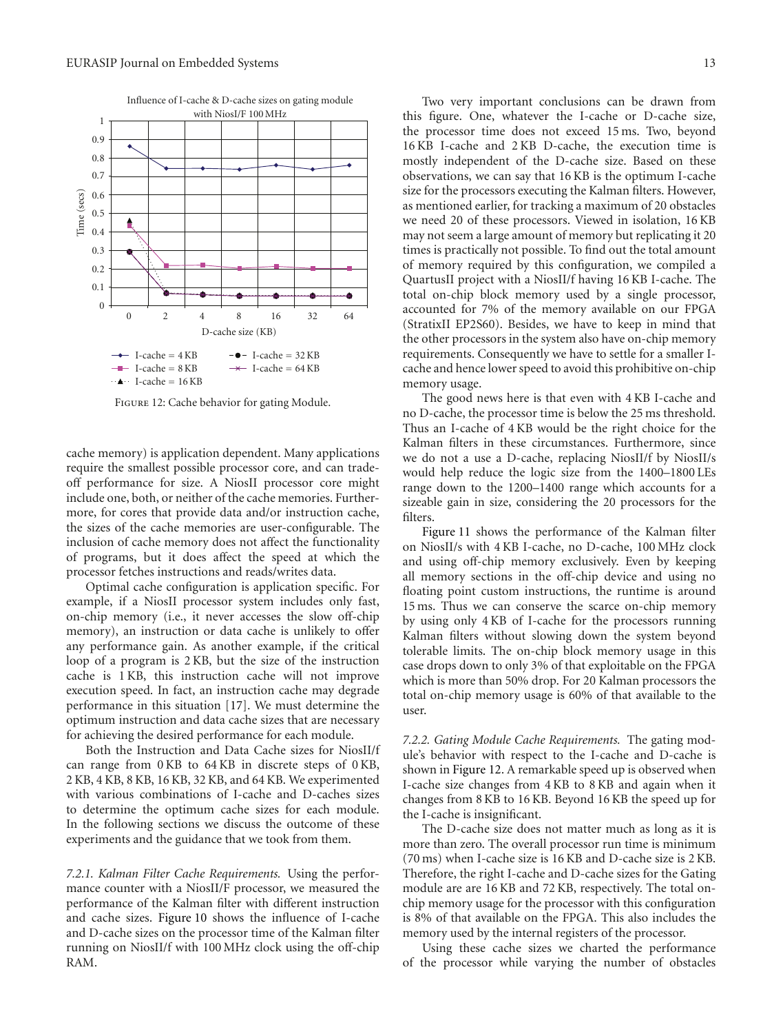Figure 12: Cache behavior for gating Module.

cache memory) is application dependent. Many applications require the smallest possible processor core, and can trade-off performance for size. A NiosII processor core might include one, both, or neither of the cache memories. Furthermore, for cores that provide data and/or instruction cache, the sizes of the cache memories are user-configurable. The inclusion of cache memory does not affect the functionality of programs, but it does affect the speed at which the processor fetches instructions and reads/writes data.

Optimal cache configuration is application specific. For example, if a NiosII processor system includes only fast, on-chip memory (i.e., it never accesses the slow off-chip memory), an instruction or data cache is unlikely to offer any performance gain. As another example, if the critical loop of a program is 2 KB, but the size of the instruction cache is 1 KB, this instruction cache will not improve execution speed. In fact, an instruction cache may degrade performance in this situation [17]. We must determine the optimum instruction and data cache sizes that are necessary for achieving the desired performance for each module.

Both the Instruction and Data Cache sizes for NiosI/f can range from 0 KB to 64 KB in discrete steps of 0 KB, 2 KB, 4 KB, 8 KB, 16 KB, 32 KB, and 64 KB. We experimented with various combinations of I-cache and D-caches sizes to determine the optimum cache sizes for each module. In the following sections we discuss the outcome of these experiments and the guidance that we took from them.

*7.2.1. Kalman Filter Cache Requirements.* Using the performance counter with a NiosII/F processor, we measured the performance of the Kalman filter with different instruction and cache sizes. Figure 10 shows the influence of I-cache and D-cache sizes on the processor time of the Kalman filter running on NiosII/f with 100 MHz clock using the off-chip RAM.

Two very important conclusions can be drawn from this figure. One, whatever the I-cache or D-cache size, the processor time does not exceed 15 ms. Two, beyond 16 KB I-cache and 2 KB D-cache, the execution time is mostly independent of the D-cache size. Based on these observations, we can say that 16 KB is the optimum I-cache size for the processors executing the Kalman filters. However, as mentioned earlier, for tracking a maximum of 20 obstacles we need 20 of these processors. Viewed in isolation, 16 KB may not seem a large amount of memory but replicating it 20 times is practically not possible. To find out the total amount of memory required by this configuration, we compiled a QuartusII project with a NiosII/f having 16 KB I-cache. The total on-chip block memory used by a single processor, accounted for 7% of the memory available on our FPGA (StratixII EP2S60). Besides, we have to keep in mind that the other processors in the system also have on-chip memory requirements. Consequently we have to settle for a smaller I-cache and hence lower speed to avoid this prohibitive on-chip memory usage.

The good news here is that even with 4 KB I-cache and no D-cache, the processor time is below the 25 ms threshold. Thus an I-cache of 4 KB would be the right choice for the Kalman filters in these circumstances. Furthermore, since we do not a use a D-cache, replacing NiosII/f by NiosII/s would help reduce the logic size from the 1400–1800 LEs range down to the 1200–1400 range which accounts for a sizeable gain in size, considering the 20 processors for the filters.

Figure 11 shows the performance of the Kalman filter on NiosII/s with 4 KB I-cache, no D-cache, 100 MHz clock and using off-chip memory exclusively. Even by keeping all memory sections in the off-chip device and using no floating point custom instructions, the runtime is around 15 ms. Thus we can conserve the scarce on-chip memory by using only 4 KB of I-cache for the processors running Kalman filters without slowing down the system beyond tolerable limits. The on-chip block memory usage in this case drops down to only 3% of that exploitable on the FPGA which is more than 50% drop. For 20 Kalman processors the total on-chip memory usage is 60% of that available to the user.

*7.2.2. Gating Module Cache Requirements.* The gating module's behavior with respect to the I-cache and D-cache is shown in Figure 12. A remarkable speed up is observed when I-cache size changes from 4 KB to 8 KB and again when it changes from 8 KB to 16 KB. Beyond 16 KB the speed up for the I-cache is insignificant.

The D-cache size does not matter much as long as it is more than zero. The overall processor run time is minimum (70 ms) when I-cache size is 16 KB and D-cache size is 2 KB. Therefore, the right I-cache and D-cache sizes for the Gating module are are 16 KB and 72 KB, respectively. The total on-chip memory usage for the processor with this configuration is 8% of that available on the FPGA. This also includes the memory used by the internal registers of the processor.

Using these cache sizes we charted the performance of the processor while varying the number of obstacles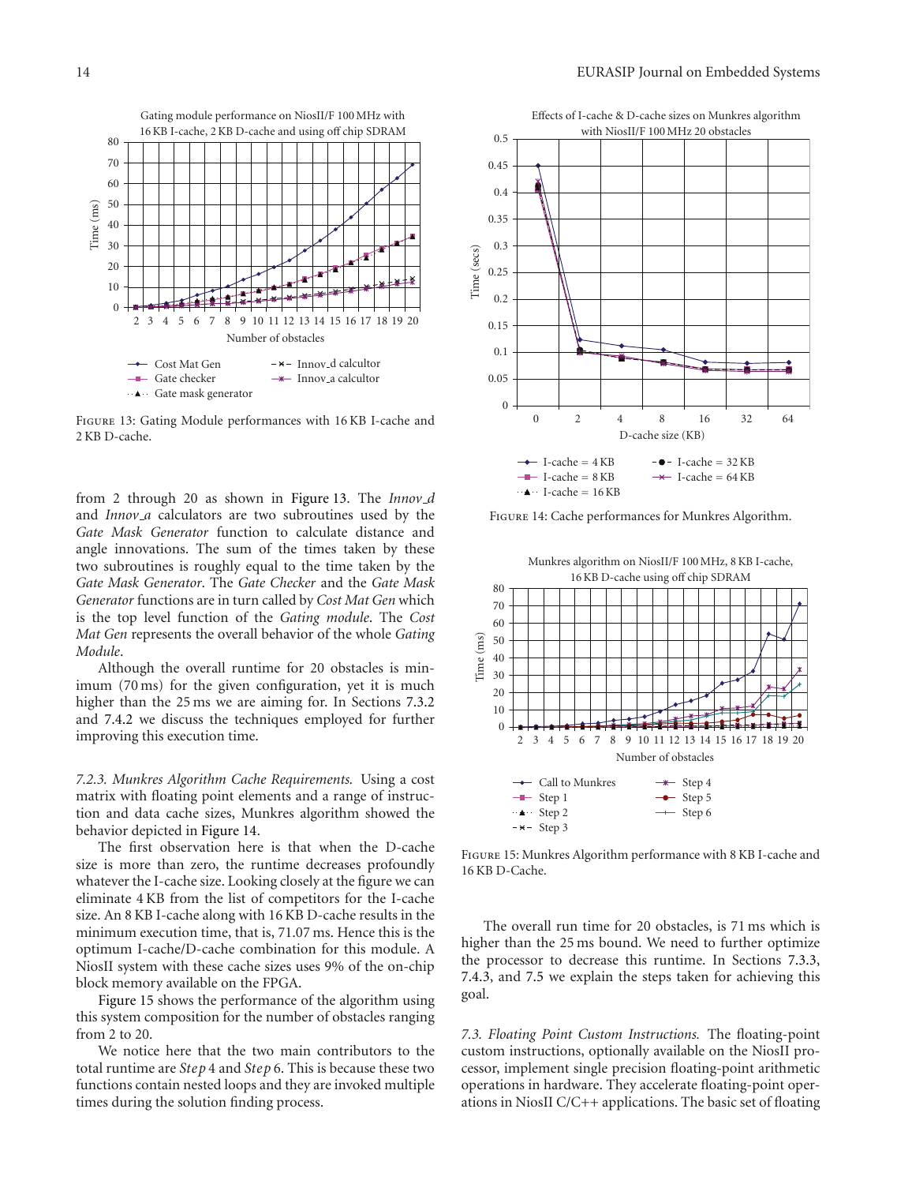Figure 13: Gating Module performances with 16 KB I-cache and 2 KB D-cache.

from 2 through 20 as shown in Figure 13. The *Innov_d* and *Innov_a* calculators are two subroutines used by the *Gate Mask Generator* function to calculate distance and angle innovations. The sum of the times taken by these two subroutines is roughly equal to the time taken by the *Gate Mask Generator*. The *Gate Checker* and the *Gate Mask Generator* functions are in turn called by *Cost Mat Gen* which is the top level function of the *Gating module*. The *Cost Mat Gen* represents the overall behavior of the whole *Gating Module*.

Although the overall runtime for 20 obstacles is minimum (70 ms) for the given configuration, yet it is much higher than the 25 ms we are aiming for. In Sections 7.3.2 and 7.4.2 we discuss the techniques employed for further improving this execution time.

*7.2.3. Munkres Algorithm Cache Requirements.* Using a cost matrix with floating point elements and a range of instruction and data cache sizes, Munkres algorithm showed the behavior depicted in Figure 14.

The first observation here is that when the D-cache size is more than zero, the runtime decreases profoundly whatever the I-cache size. Looking closely at the figure we can eliminate 4 KB from the list of competitors for the I-cache size. An 8 KB I-cache along with 16 KB D-cache results in the minimum execution time, that is, 71.07 ms. Hence this is the optimum I-cache/D-cache combination for this module. A NiosII system with these cache sizes uses 9% of the on-chip block memory available on the FPGA.

Figure 15 shows the performance of the algorithm using this system composition for the number of obstacles ranging from 2 to 20.

We notice here that the two main contributors to the total runtime are *Step* 4 and *Step* 6. This is because these two functions contain nested loops and they are invoked multiple times during the solution finding process.

Figure 14: Cache performances for Munkres Algorithm.

Figure 15: Munkres Algorithm performance with 8 KB I-cache and 16 KB D-Cache.

The overall run time for 20 obstacles, is 71 ms which is higher than the 25 ms bound. We need to further optimize the processor to decrease this runtime. In Sections 7.3.3, 7.4.3, and 7.5 we explain the steps taken for achieving this goal.

*7.3. Floating Point Custom Instructions.* The floating-point custom instructions, optionally available on the NiosII processor, implement single precision floating-point arithmetic operations in hardware. They accelerate floating-point operations in NiosII C/C++ applications. The basic set of floating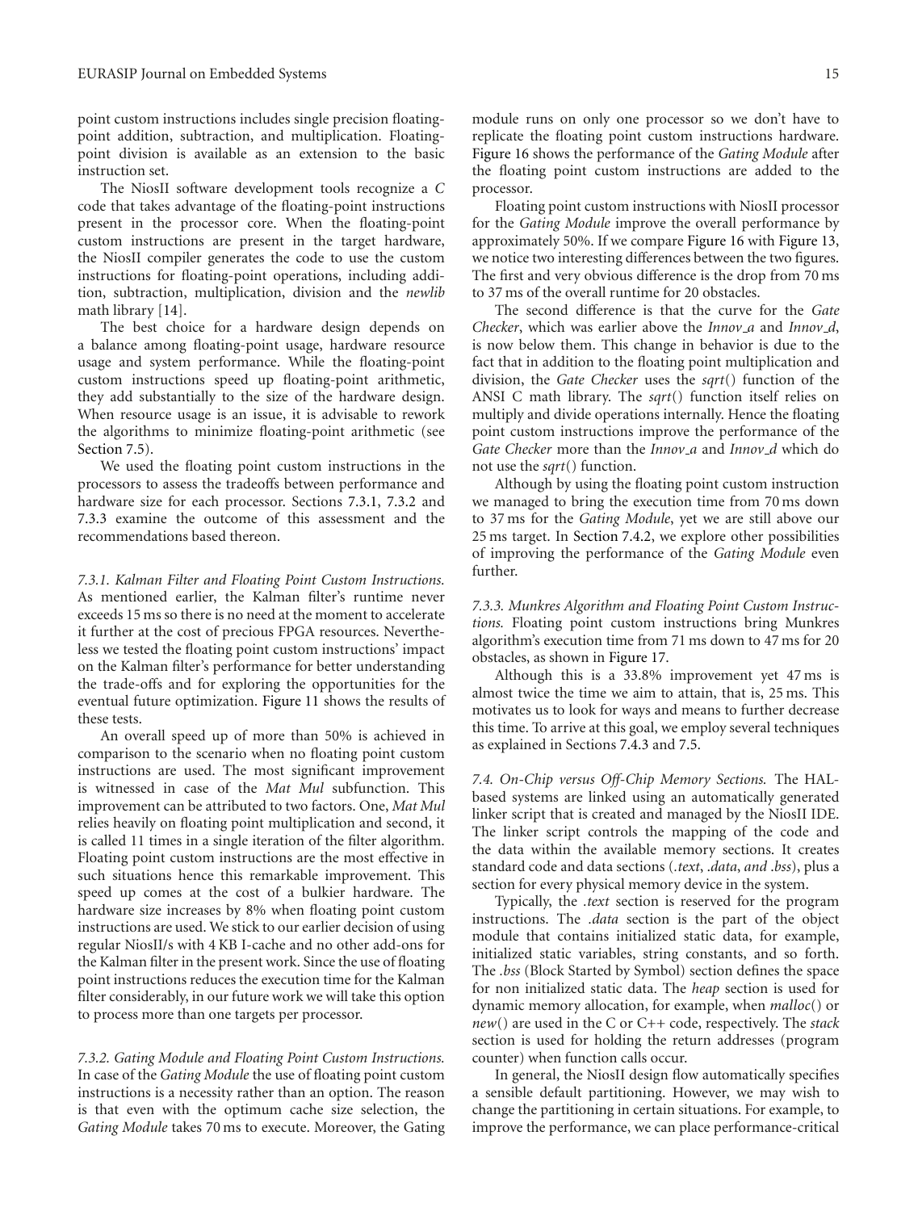point custom instructions includes single precision floating-point addition, subtraction, and multiplication. Floating-point division is available as an extension to the basic instruction set.

The NiosII software development tools recognize a *C* code that takes advantage of the floating-point instructions present in the processor core. When the floating-point custom instructions are present in the target hardware, the NiosII compiler generates the code to use the custom instructions for floating-point operations, including addition, subtraction, multiplication, division and the *newlib* math library [14].

The best choice for a hardware design depends on a balance among floating-point usage, hardware resource usage and system performance. While the floating-point custom instructions speed up floating-point arithmetic, they add substantially to the size of the hardware design. When resource usage is an issue, it is advisable to rework the algorithms to minimize floating-point arithmetic (see Section 7.5).

We used the floating point custom instructions in the processors to assess the tradeoffs between performance and hardware size for each processor. Sections 7.3.1, 7.3.2 and 7.3.3 examine the outcome of this assessment and the recommendations based thereon.

*7.3.1. Kalman Filter and Floating Point Custom Instructions.* As mentioned earlier, the Kalman filter's runtime never exceeds 15 ms so there is no need at the moment to accelerate it further at the cost of precious FPGA resources. Nevertheless we tested the floating point custom instructions' impact on the Kalman filter's performance for better understanding the trade-offs and for exploring the opportunities for the eventual future optimization. Figure 11 shows the results of these tests.

An overall speed up of more than 50% is achieved in comparison to the scenario when no floating point custom instructions are used. The most significant improvement is witnessed in case of the *Mat Mul* subfunction. This improvement can be attributed to two factors. One, *Mat Mul* relies heavily on floating point multiplication and second, it is called 11 times in a single iteration of the filter algorithm. Floating point custom instructions are the most effective in such situations hence this remarkable improvement. This speed up comes at the cost of a bulkier hardware. The hardware size increases by 8% when floating point custom instructions are used. We stick to our earlier decision of using regular NiosII/s with 4 KB I-cache and no other add-ons for the Kalman filter in the present work. Since the use of floating point instructions reduces the execution time for the Kalman filter considerably, in our future work we will take this option to process more than one targets per processor.

*7.3.2. Gating Module and Floating Point Custom Instructions.* In case of the *Gating Module* the use of floating point custom instructions is a necessity rather than an option. The reason is that even with the optimum cache size selection, the *Gating Module* takes 70 ms to execute. Moreover, the Gating module runs on only one processor so we don't have to replicate the floating point custom instructions hardware. Figure 16 shows the performance of the *Gating Module* after the floating point custom instructions are added to the processor.

Floating point custom instructions with NiosII processor for the *Gating Module* improve the overall performance by approximately 50%. If we compare Figure 16 with Figure 13, we notice two interesting differences between the two figures. The first and very obvious difference is the drop from 70 ms to 37 ms of the overall runtime for 20 obstacles.

The second difference is that the curve for the *Gate Checker*, which was earlier above the *Innov_a* and *Innov_d*, is now below them. This change in behavior is due to the fact that in addition to the floating point multiplication and division, the *Gate Checker* uses the *sqrt*() function of the ANSI C math library. The *sqrt*() function itself relies on multiply and divide operations internally. Hence the floating point custom instructions improve the performance of the *Gate Checker* more than the *Innov_a* and *Innov_d* which do not use the *sqrt*() function.

Although by using the floating point custom instruction we managed to bring the execution time from 70 ms down to 37 ms for the *Gating Module*, yet we are still above our 25 ms target. In Section 7.4.2, we explore other possibilities of improving the performance of the *Gating Module* even further.

*7.3.3. Munkres Algorithm and Floating Point Custom Instructions.* Floating point custom instructions bring Munkres algorithm's execution time from 71 ms down to 47 ms for 20 obstacles, as shown in Figure 17.

Although this is a 33.8% improvement yet 47 ms is almost twice the time we aim to attain, that is, 25 ms. This motivates us to look for ways and means to further decrease this time. To arrive at this goal, we employ several techniques as explained in Sections 7.4.3 and 7.5.

*7.4. On-Chip versus Off-Chip Memory Sections.* The HAL-based systems are linked using an automatically generated linker script that is created and managed by the NiosII IDE. The linker script controls the mapping of the code and the data within the available memory sections. It creates standard code and data sections (*.text*, *.data*, *and .bss*), plus a section for every physical memory device in the system.

Typically, the *.text* section is reserved for the program instructions. The *.data* section is the part of the object module that contains initialized static data, for example, initialized static variables, string constants, and so forth. The *.bss* (Block Started by Symbol) section defines the space for non initialized static data. The *heap* section is used for dynamic memory allocation, for example, when *malloc*() or *new*() are used in the C or C++ code, respectively. The *stack* section is used for holding the return addresses (program counter) when function calls occur.

In general, the NiosII design flow automatically specifies a sensible default partitioning. However, we may wish to change the partitioning in certain situations. For example, to improve the performance, we can place performance-critical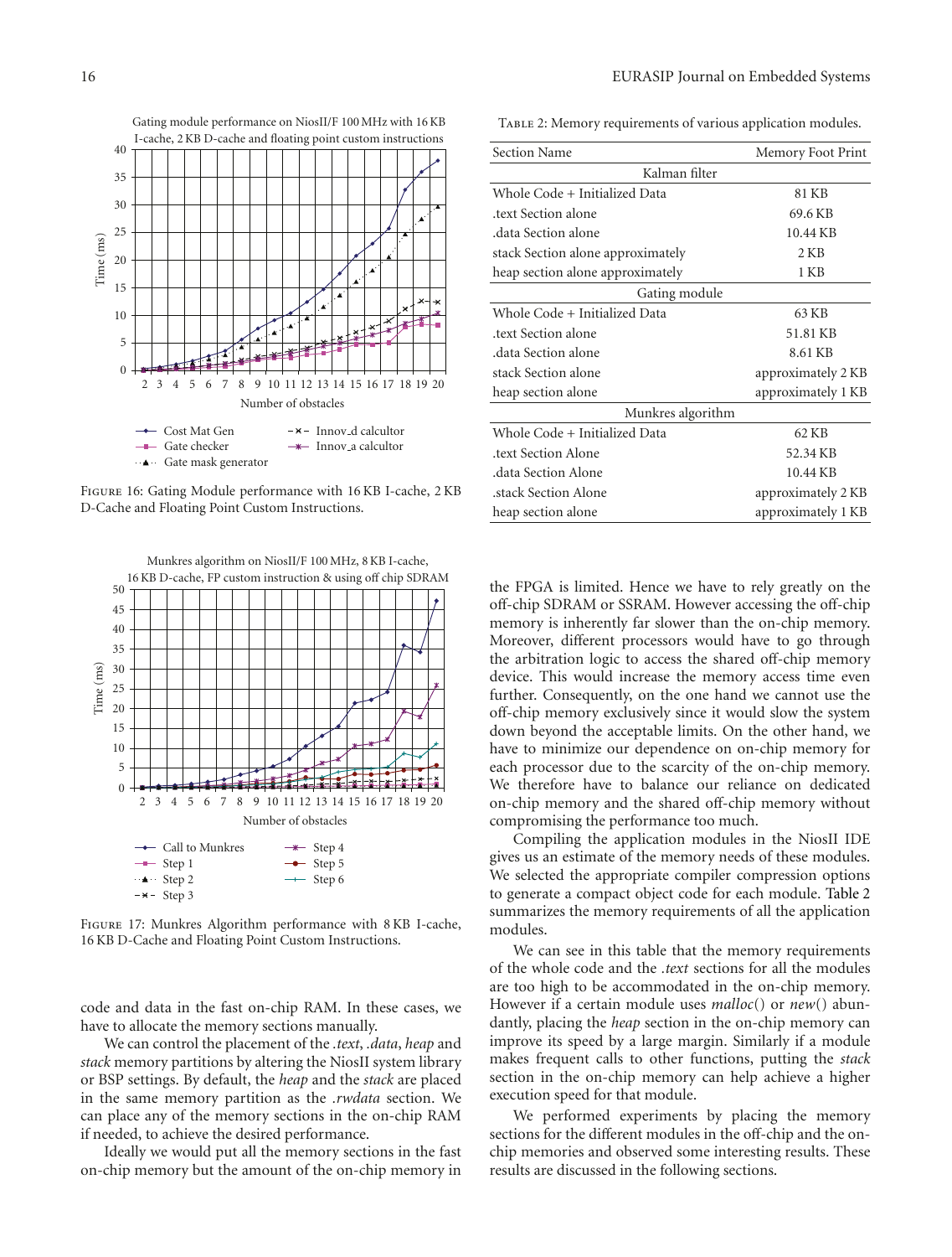Figure 16: Gating Module performance with 16 KB I-cache, 2 KB D-Cache and Floating Point Custom Instructions.

Figure 17: Munkres Algorithm performance with 8 KB I-cache, 16 KB D-Cache and Floating Point Custom Instructions.

code and data in the fast on-chip RAM. In these cases, we have to allocate the memory sections manually.

We can control the placement of the *.text*, *.data*, *heap* and *stack* memory partitions by altering the NiosII system library or BSP settings. By default, the *heap* and the *stack* are placed in the same memory partition as the *.rwdata* section. We can place any of the memory sections in the on-chip RAM if needed, to achieve the desired performance.

Ideally we would put all the memory sections in the fast on-chip memory but the amount of the on-chip memory in the FPGA is limited. Hence we have to rely greatly on the off-chip SDRAM or SSRAM. However accessing the off-chip memory is inherently far slower than the on-chip memory. Moreover, different processors would have to go through the arbitration logic to access the shared off-chip memory device. This would increase the memory access time even further. Consequently, on the one hand we cannot use the off-chip memory exclusively since it would slow the system down beyond the acceptable limits. On the other hand, we have to minimize our dependence on on-chip memory for each processor due to the scarcity of the on-chip memory. We therefore have to balance our reliance on dedicated on-chip memory and the shared off-chip memory without compromising the performance too much.

Table 2: Memory requirements of various application modules.

| Section Name | Memory Foot Print |
|---|---|
| **Kalman filter** | |
| Whole Code + Initialized Data | 81 KB |
| .text Section alone | 69.6 KB |
| .data Section alone | 10.44 KB |
| stack Section alone approximately | 2 KB |
| heap section alone approximately | 1 KB |
| **Gating module** | |
| Whole Code + Initialized Data | 63 KB |
| .text Section alone | 51.81 KB |
| .data Section alone | 8.61 KB |
| stack Section alone | approximately 2 KB |
| heap section alone | approximately 1 KB |
| **Munkres algorithm** | |
| Whole Code + Initialized Data | 62 KB |
| .text Section Alone | 52.34 KB |
| .data Section Alone | 10.44 KB |
| .stack Section Alone | approximately 2 KB |
| heap section alone | approximately 1 KB |

Compiling the application modules in the NiosII IDE gives us an estimate of the memory needs of these modules. We selected the appropriate compiler compression options to generate a compact object code for each module. Table 2 summarizes the memory requirements of all the application modules.

We can see in this table that the memory requirements of the whole code and the *.text* sections for all the modules are too high to be accommodated in the on-chip memory. However if a certain module uses *malloc*() or *new*() abundantly, placing the *heap* section in the on-chip memory can improve its speed by a large margin. Similarly if a module makes frequent calls to other functions, putting the *stack* section in the on-chip memory can help achieve a higher execution speed for that module.

We performed experiments by placing the memory sections for the different modules in the off-chip and the on-chip memories and observed some interesting results. These results are discussed in the following sections.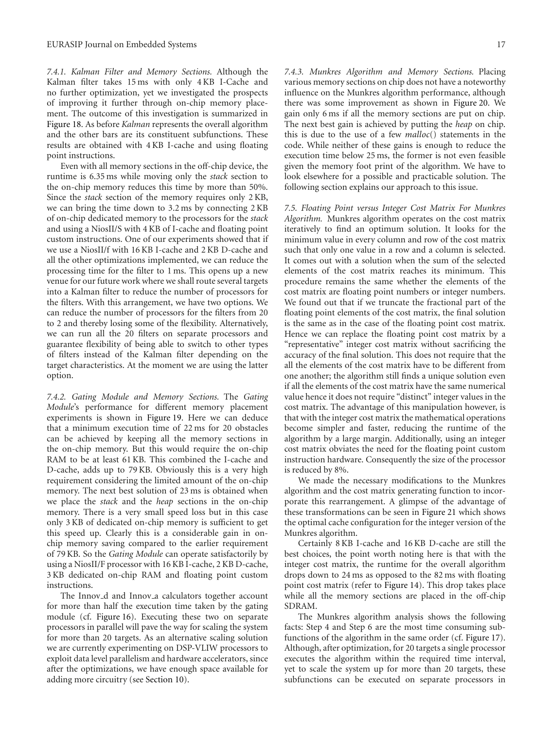*7.4.1. Kalman Filter and Memory Sections.* Although the Kalman filter takes 15 ms with only 4 KB I-Cache and no further optimization, yet we investigated the prospects of improving it further through on-chip memory placement. The outcome of this investigation is summarized in Figure 18. As before *Kalman* represents the overall algorithm and the other bars are its constituent subfunctions. These results are obtained with 4 KB I-cache and using floating point instructions.

Even with all memory sections in the off-chip device, the runtime is 6.35 ms while moving only the *stack* section to the on-chip memory reduces this time by more than 50%. Since the *stack* section of the memory requires only 2 KB, we can bring the time down to 3.2 ms by connecting 2 KB of on-chip dedicated memory to the processors for the *stack* and using a NiosII/S with 4 KB of I-cache and floating point custom instructions. One of our experiments showed that if we use a NiosII/f with 16 KB I-cache and 2 KB D-cache and all the other optimizations implemented, we can reduce the processing time for the filter to 1 ms. This opens up a new venue for our future work where we shall route several targets into a Kalman filter to reduce the number of processors for the filters. With this arrangement, we have two options. We can reduce the number of processors for the filters from 20 to 2 and thereby losing some of the flexibility. Alternatively, we can run all the 20 filters on separate processors and guarantee flexibility of being able to switch to other types of filters instead of the Kalman filter depending on the target characteristics. At the moment we are using the latter option.

*7.4.2. Gating Module and Memory Sections.* The *Gating Module*'s performance for different memory placement experiments is shown in Figure 19. Here we can deduce that a minimum execution time of 22 ms for 20 obstacles can be achieved by keeping all the memory sections in the on-chip memory. But this would require the on-chip RAM to be at least 61 KB. This combined the I-cache and D-cache, adds up to 79 KB. Obviously this is a very high requirement considering the limited amount of the on-chip memory. The next best solution of 23 ms is obtained when we place the *stack* and the *heap* sections in the on-chip memory. There is a very small speed loss but in this case only 3 KB of dedicated on-chip memory is sufficient to get this speed up. Clearly this is a considerable gain in on-chip memory saving compared to the earlier requirement of 79 KB. So the *Gating Module* can operate satisfactorily by using a NiosII/F processor with 16 KB I-cache, 2 KB D-cache, 3 KB dedicated on-chip RAM and floating point custom instructions.

The Innov_d and Innov_a calculators together account for more than half the execution time taken by the gating module (cf. Figure 16). Executing these two on separate processors in parallel will pave the way for scaling the system for more than 20 targets. As an alternative scaling solution we are currently experimenting on DSP-VLIW processors to exploit data level parallelism and hardware accelerators, since after the optimizations, we have enough space available for adding more circuitry (see Section 10).

*7.4.3. Munkres Algorithm and Memory Sections.* Placing various memory sections on chip does not have a noteworthy influence on the Munkres algorithm performance, although there was some improvement as shown in Figure 20. We gain only 6 ms if all the memory sections are put on chip. The next best gain is achieved by putting the *heap* on chip. this is due to the use of a few *malloc*() statements in the code. While neither of these gains is enough to reduce the execution time below 25 ms, the former is not even feasible given the memory foot print of the algorithm. We have to look elsewhere for a possible and practicable solution. The following section explains our approach to this issue.

*7.5. Floating Point versus Integer Cost Matrix For Munkres Algorithm.* Munkres algorithm operates on the cost matrix iteratively to find an optimum solution. It looks for the minimum value in every column and row of the cost matrix such that only one value in a row and a column is selected. It comes out with a solution when the sum of the selected elements of the cost matrix reaches its minimum. This procedure remains the same whether the elements of the cost matrix are floating point numbers or integer numbers. We found out that if we truncate the fractional part of the floating point elements of the cost matrix, the final solution is the same as in the case of the floating point cost matrix. Hence we can replace the floating point cost matrix by a "representative" integer cost matrix without sacrificing the accuracy of the final solution. This does not require that the all the elements of the cost matrix have to be different from one another; the algorithm still finds a unique solution even if all the elements of the cost matrix have the same numerical value hence it does not require "distinct" integer values in the cost matrix. The advantage of this manipulation however, is that with the integer cost matrix the mathematical operations become simpler and faster, reducing the runtime of the algorithm by a large margin. Additionally, using an integer cost matrix obviates the need for the floating point custom instruction hardware. Consequently the size of the processor is reduced by 8%.

We made the necessary modifications to the Munkres algorithm and the cost matrix generating function to incorporate this rearrangement. A glimpse of the advantage of these transformations can be seen in Figure 21 which shows the optimal cache configuration for the integer version of the Munkres algorithm.

Certainly 8 KB I-cache and 16 KB D-cache are still the best choices, the point worth noting here is that with the integer cost matrix, the runtime for the overall algorithm drops down to 24 ms as opposed to the 82 ms with floating point cost matrix (refer to Figure 14). This drop takes place while all the memory sections are placed in the off-chip SDRAM.

The Munkres algorithm analysis shows the following facts: Step 4 and Step 6 are the most time consuming subfunctions of the algorithm in the same order (cf. Figure 17). Although, after optimization, for 20 targets a single processor executes the algorithm within the required time interval, yet to scale the system up for more than 20 targets, these subfunctions can be executed on separate processors in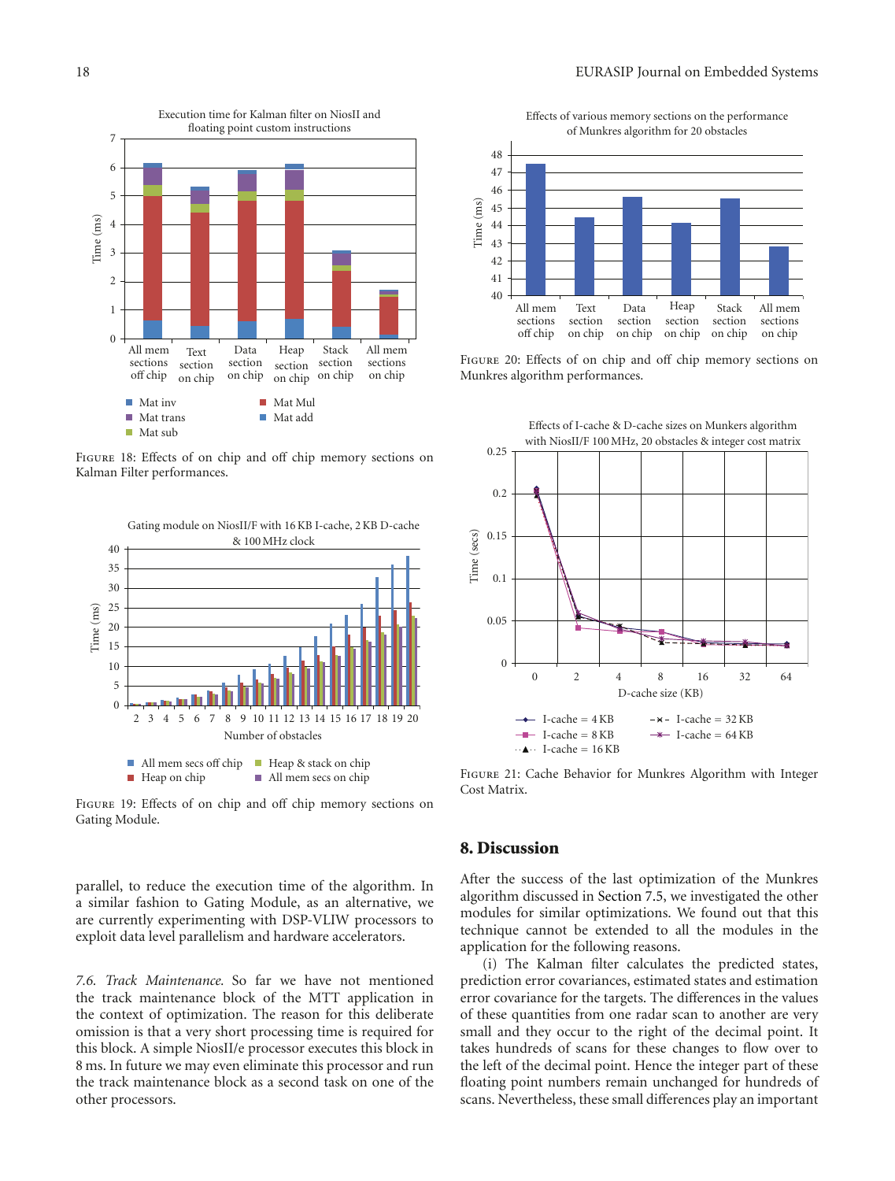Figure 18: Effects of on chip and off chip memory sections on Kalman Filter performances.

Figure 19: Effects of on chip and off chip memory sections on Gating Module.

Figure 20: Effects of on chip and off chip memory sections on Munkres algorithm performances.

Figure 21: Cache Behavior for Munkres Algorithm with Integer Cost Matrix.

parallel, to reduce the execution time of the algorithm. In a similar fashion to Gating Module, as an alternative, we are currently experimenting with DSP-VLIW processors to exploit data level parallelism and hardware accelerators.

*7.6. Track Maintenance.* So far we have not mentioned the track maintenance block of the MTT application in the context of optimization. The reason for this deliberate omission is that a very short processing time is required for this block. A simple NiosII/e processor executes this block in 8 ms. In future we may even eliminate this processor and run the track maintenance block as a second task on one of the other processors.

## 8. Discussion

After the success of the last optimization of the Munkres algorithm discussed in Section 7.5, we investigated the other modules for similar optimizations. We found out that this technique cannot be extended to all the modules in the application for the following reasons.

(i) The Kalman filter calculates the predicted states, prediction error covariances, estimated states and estimation error covariance for the targets. The differences in the values of these quantities from one radar scan to another are very small and they occur to the right of the decimal point. It takes hundreds of scans for these changes to flow over to the left of the decimal point. Hence the integer part of these floating point numbers remain unchanged for hundreds of scans. Nevertheless, these small differences play an important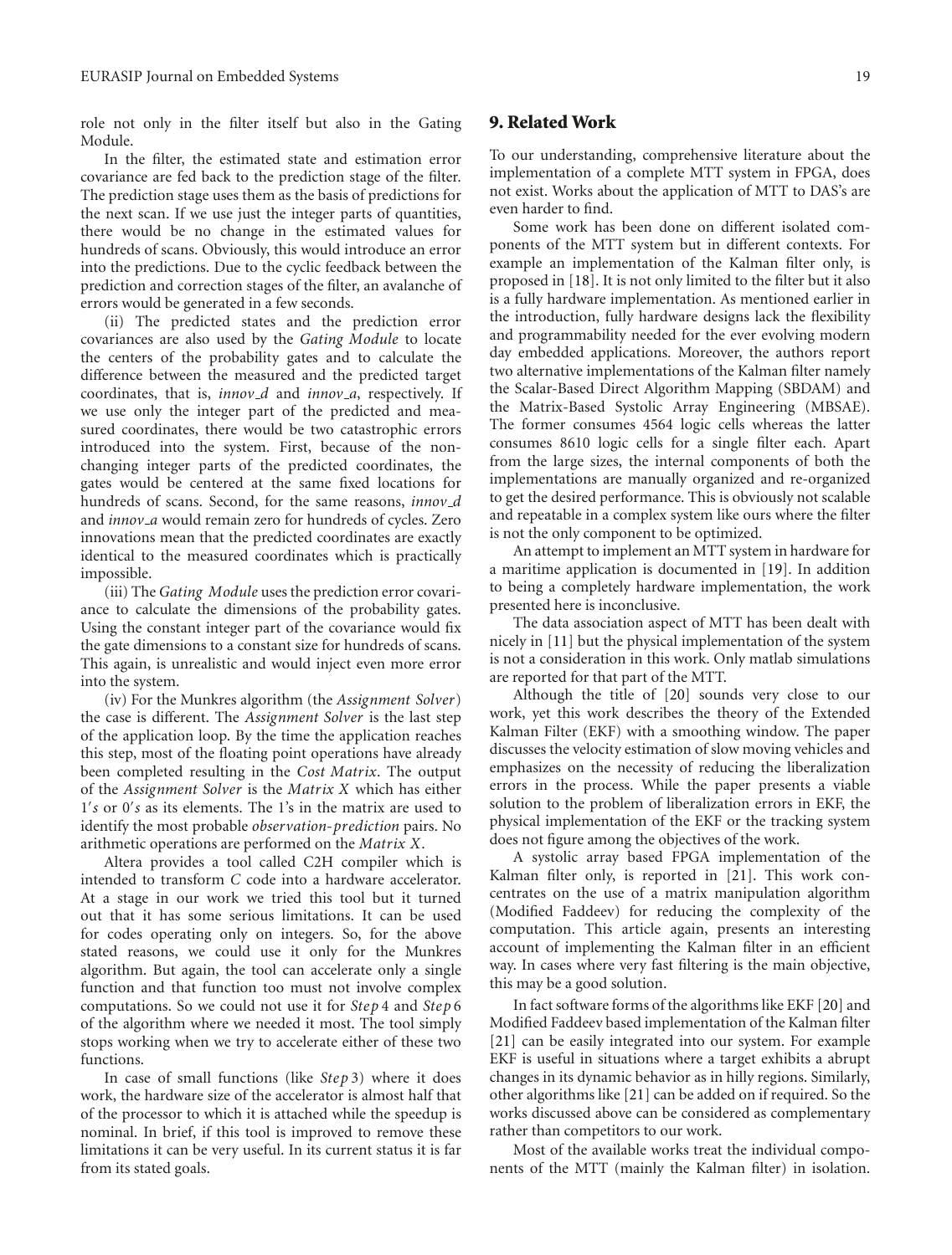role not only in the filter itself but also in the Gating Module.

In the filter, the estimated state and estimation error covariance are fed back to the prediction stage of the filter. The prediction stage uses them as the basis of predictions for the next scan. If we use just the integer parts of quantities, there would be no change in the estimated values for hundreds of scans. Obviously, this would introduce an error into the predictions. Due to the cyclic feedback between the prediction and correction stages of the filter, an avalanche of errors would be generated in a few seconds.

(ii) The predicted states and the prediction error covariances are also used by the *Gating Module* to locate the centers of the probability gates and to calculate the difference between the measured and the predicted target coordinates, that is, *innov_d* and *innov_a*, respectively. If we use only the integer part of the predicted and measured coordinates, there would be two catastrophic errors introduced into the system. First, because of the non-changing integer parts of the predicted coordinates, the gates would be centered at the same fixed locations for hundreds of scans. Second, for the same reasons, *innov_d* and *innov_a* would remain zero for hundreds of cycles. Zero innovations mean that the predicted coordinates are exactly identical to the measured coordinates which is practically impossible.

(iii) The *Gating Module* uses the prediction error covariance to calculate the dimensions of the probability gates. Using the constant integer part of the covariance would fix the gate dimensions to a constant size for hundreds of scans. This again, is unrealistic and would inject even more error into the system.

(iv) For the Munkres algorithm (the *Assignment Solver*) the case is different. The *Assignment Solver* is the last step of the application loop. By the time the application reaches this step, most of the floating point operations have already been completed resulting in the *Cost Matrix*. The output of the *Assignment Solver* is the *Matrix X* which has either 1*'s* or 0*'s* as its elements. The 1's in the matrix are used to identify the most probable *observation-prediction* pairs. No arithmetic operations are performed on the *Matrix X*.

Altera provides a tool called C2H compiler which is intended to transform *C* code into a hardware accelerator. At a stage in our work we tried this tool but it turned out that it has some serious limitations. It can be used for codes operating only on integers. So, for the above stated reasons, we could use it only for the Munkres algorithm. But again, the tool can accelerate only a single function and that function too must not involve complex computations. So we could not use it for *Step* 4 and *Step* 6 of the algorithm where we needed it most. The tool simply stops working when we try to accelerate either of these two functions.

In case of small functions (like *Step* 3) where it does work, the hardware size of the accelerator is almost half that of the processor to which it is attached while the speedup is nominal. In brief, if this tool is improved to remove these limitations it can be very useful. In its current status it is far from its stated goals.

## 9. Related Work

To our understanding, comprehensive literature about the implementation of a complete MTT system in FPGA, does not exist. Works about the application of MTT to DAS's are even harder to find.

Some work has been done on different isolated components of the MTT system but in different contexts. For example an implementation of the Kalman filter only, is proposed in [18]. It is not only limited to the filter but it also is a fully hardware implementation. As mentioned earlier in the introduction, fully hardware designs lack the flexibility and programmability needed for the ever evolving modern day embedded applications. Moreover, the authors report two alternative implementations of the Kalman filter namely the Scalar-Based Direct Algorithm Mapping (SBDAM) and the Matrix-Based Systolic Array Engineering (MBSAE). The former consumes 4564 logic cells whereas the latter consumes 8610 logic cells for a single filter each. Apart from the large sizes, the internal components of both the implementations are manually organized and re-organized to get the desired performance. This is obviously not scalable and repeatable in a complex system like ours where the filter is not the only component to be optimized.

An attempt to implement an MTT system in hardware for a maritime application is documented in [19]. In addition to being a completely hardware implementation, the work presented here is inconclusive.

The data association aspect of MTT has been dealt with nicely in [11] but the physical implementation of the system is not a consideration in this work. Only matlab simulations are reported for that part of the MTT.

Although the title of [20] sounds very close to our work, yet this work describes the theory of the Extended Kalman Filter (EKF) with a smoothing window. The paper discusses the velocity estimation of slow moving vehicles and emphasizes on the necessity of reducing the liberalization errors in the process. While the paper presents a viable solution to the problem of liberalization errors in EKF, the physical implementation of the EKF or the tracking system does not figure among the objectives of the work.

A systolic array based FPGA implementation of the Kalman filter only, is reported in [21]. This work concentrates on the use of a matrix manipulation algorithm (Modified Faddeev) for reducing the complexity of the computation. This article again, presents an interesting account of implementing the Kalman filter in an efficient way. In cases where very fast filtering is the main objective, this may be a good solution.

In fact software forms of the algorithms like EKF [20] and Modified Faddeev based implementation of the Kalman filter [21] can be easily integrated into our system. For example EKF is useful in situations where a target exhibits a abrupt changes in its dynamic behavior as in hilly regions. Similarly, other algorithms like [21] can be added on if required. So the works discussed above can be considered as complementary rather than competitors to our work.

Most of the available works treat the individual components of the MTT (mainly the Kalman filter) in isolation.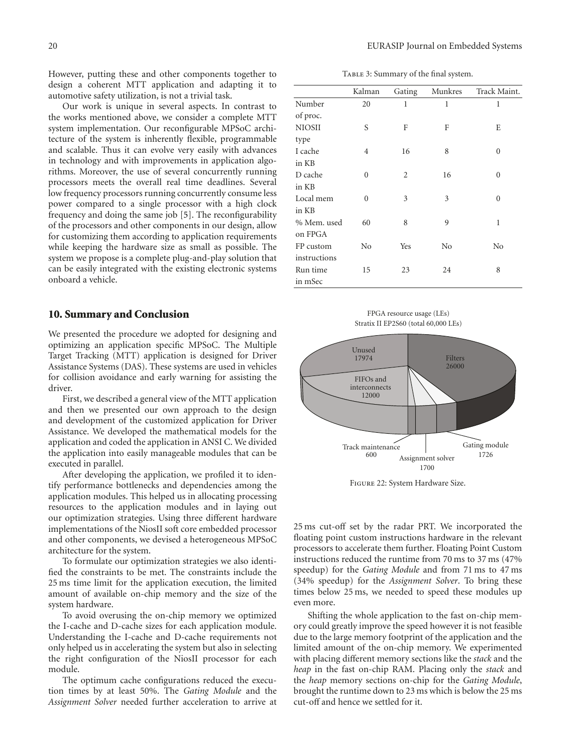However, putting these and other components together to design a coherent MTT application and adapting it to automotive safety utilization, is not a trivial task.

Our work is unique in several aspects. In contrast to the works mentioned above, we consider a complete MTT system implementation. Our reconfigurable MPSoC architecture of the system is inherently flexible, programmable and scalable. Thus it can evolve very easily with advances in technology and with improvements in application algorithms. Moreover, the use of several concurrently running processors meets the overall real time deadlines. Several low frequency processors running concurrently consume less power compared to a single processor with a high clock frequency and doing the same job [5]. The reconfigurability of the processors and other components in our design, allow for customizing them according to application requirements while keeping the hardware size as small as possible. The system we propose is a complete plug-and-play solution that can be easily integrated with the existing electronic systems onboard a vehicle.

## 10. Summary and Conclusion

We presented the procedure we adopted for designing and optimizing an application specific MPSoC. The Multiple Target Tracking (MTT) application is designed for Driver Assistance Systems (DAS). These systems are used in vehicles for collision avoidance and early warning for assisting the driver.

First, we described a general view of the MTT application and then we presented our own approach to the design and development of the customized application for Driver Assistance. We developed the mathematical models for the application and coded the application in ANSI C. We divided the application into easily manageable modules that can be executed in parallel.

After developing the application, we profiled it to identify performance bottlenecks and dependencies among the application modules. This helped us in allocating processing resources to the application modules and in laying out our optimization strategies. Using three different hardware implementations of the NiosII soft core embedded processor and other components, we devised a heterogeneous MPSoC architecture for the system.

To formulate our optimization strategies we also identified the constraints to be met. The constraints include the 25 ms time limit for the application execution, the limited amount of available on-chip memory and the size of the system hardware.

To avoid overusing the on-chip memory we optimized the I-cache and D-cache sizes for each application module. Understanding the I-cache and D-cache requirements not only helped us in accelerating the system but also in selecting the right configuration of the NiosII processor for each module.

The optimum cache configurations reduced the execution times by at least 50%. The *Gating Module* and the *Assignment Solver* needed further acceleration to arrive at 25 ms cut-off set by the radar PRT. We incorporated the floating point custom instructions hardware in the relevant processors to accelerate them further. Floating Point Custom instructions reduced the runtime from 70 ms to 37 ms (47% speedup) for the *Gating Module* and from 71 ms to 47 ms (34% speedup) for the *Assignment Solver*. To bring these times below 25 ms, we needed to speed these modules up even more.

Shifting the whole application to the fast on-chip memory could greatly improve the speed however it is not feasible due to the large memory footprint of the application and the limited amount of the on-chip memory. We experimented with placing different memory sections like the *stack* and the *heap* in the fast on-chip RAM. Placing only the *stack* and the *heap* memory sections on-chip for the *Gating Module*, brought the runtime down to 23 ms which is below the 25 ms cut-off and hence we settled for it.

Table 3: Summary of the final system.

| | Kalman | Gating | Munkres | Track Maint. |
|---|---|---|---|---|
| Number of proc. | 20 | 1 | 1 | 1 |
| NIOSII type | S | F | F | E |
| I cache in KB | 4 | 16 | 8 | 0 |
| D cache in KB | 0 | 2 | 16 | 0 |
| Local mem in KB | 0 | 3 | 3 | 0 |
| % Mem. used on FPGA | 60 | 8 | 9 | 1 |
| FP custom instructions | No | Yes | No | No |
| Run time in mSec | 15 | 23 | 24 | 8 |

FPGA resource usage (LEs)
Stratix II EP2S60 (total 60,000 LEs)

Unused 17974
Filters 26000
FIFOs and interconnects 12000
Track maintenance 600
Assignment solver 1700
Gating module 1726

Figure 22: System Hardware Size.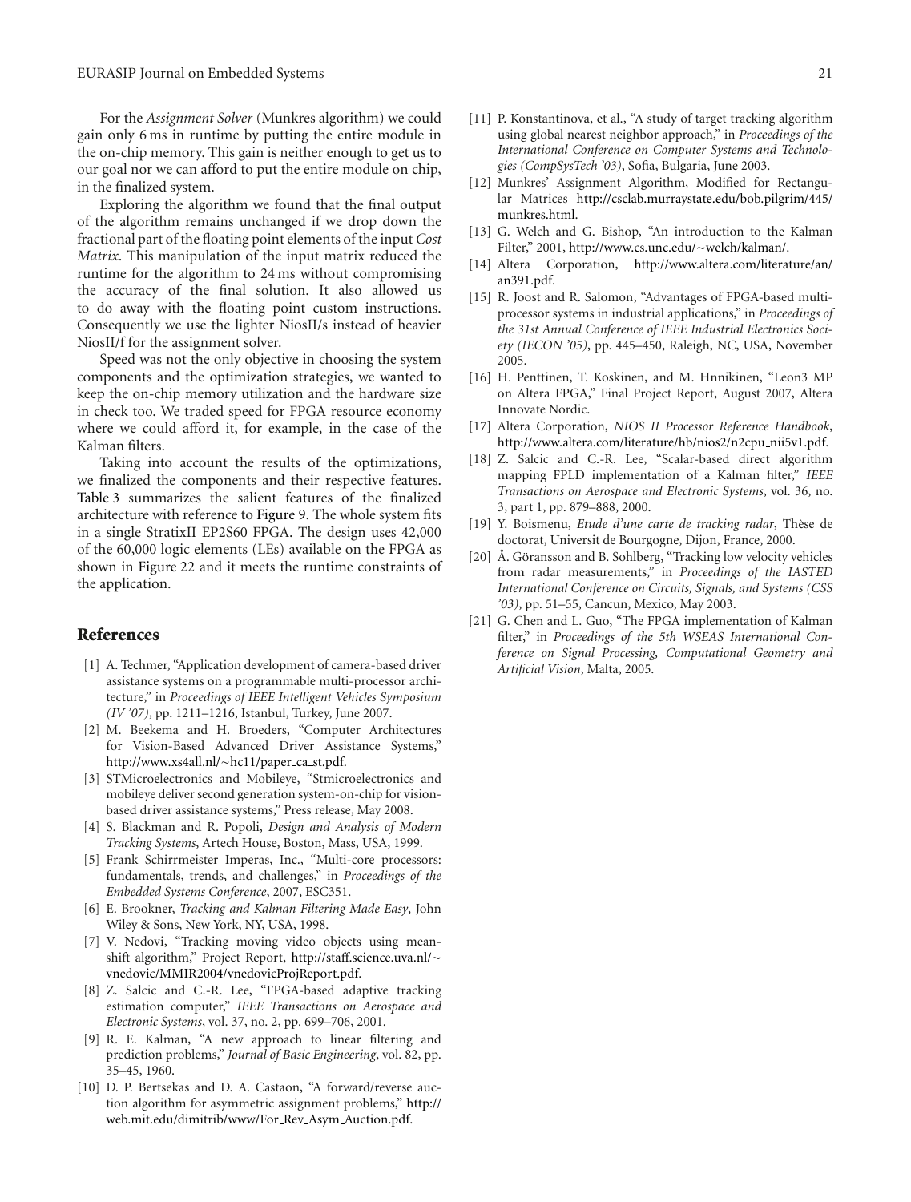For the *Assignment Solver* (Munkres algorithm) we could gain only 6 ms in runtime by putting the entire module in the on-chip memory. This gain is neither enough to get us to our goal nor we can afford to put the entire module on chip, in the finalized system.

Exploring the algorithm we found that the final output of the algorithm remains unchanged if we drop down the fractional part of the floating point elements of the input *Cost Matrix*. This manipulation of the input matrix reduced the runtime for the algorithm to 24 ms without compromising the accuracy of the final solution. It also allowed us to do away with the floating point custom instructions. Consequently we use the lighter NiosII/s instead of heavier NiosII/f for the assignment solver.

Speed was not the only objective in choosing the system components and the optimization strategies, we wanted to keep the on-chip memory utilization and the hardware size in check too. We traded speed for FPGA resource economy where we could afford it, for example, in the case of the Kalman filters.

Taking into account the results of the optimizations, we finalized the components and their respective features. Table 3 summarizes the salient features of the finalized architecture with reference to Figure 9. The whole system fits in a single StratixII EP2S60 FPGA. The design uses 42,000 of the 60,000 logic elements (LEs) available on the FPGA as shown in Figure 22 and it meets the runtime constraints of the application.

## References

[1] A. Techmer, "Application development of camera-based driver assistance systems on a programmable multi-processor architecture," in *Proceedings of IEEE Intelligent Vehicles Symposium (IV '07)*, pp. 1211–1216, Istanbul, Turkey, June 2007.

[2] M. Beekema and H. Broeders, "Computer Architectures for Vision-Based Advanced Driver Assistance Systems," http://www.xs4all.nl/~hc11/paper_ca_st.pdf.

[3] STMicroelectronics and Mobileye, "Stmicroelectronics and mobileye deliver second generation system-on-chip for vision-based driver assistance systems," Press release, May 2008.

[4] S. Blackman and R. Popoli, *Design and Analysis of Modern Tracking Systems*, Artech House, Boston, Mass, USA, 1999.

[5] Frank Schirrmeister Imperas, Inc., "Multi-core processors: fundamentals, trends, and challenges," in *Proceedings of the Embedded Systems Conference*, 2007, ESC351.

[6] E. Brookner, *Tracking and Kalman Filtering Made Easy*, John Wiley & Sons, New York, NY, USA, 1998.

[7] V. Nedovi, "Tracking moving video objects using mean-shift algorithm," Project Report, http://staff.science.uva.nl/~vnedovic/MMIR2004/vnedovicProjReport.pdf.

[8] Z. Salcic and C.-R. Lee, "FPGA-based adaptive tracking estimation computer," *IEEE Transactions on Aerospace and Electronic Systems*, vol. 37, no. 2, pp. 699–706, 2001.

[9] R. E. Kalman, "A new approach to linear filtering and prediction problems," *Journal of Basic Engineering*, vol. 82, pp. 35–45, 1960.

[10] D. P. Bertsekas and D. A. Castaon, "A forward/reverse auction algorithm for asymmetric assignment problems," http://web.mit.edu/dimitrib/www/For_Rev_Asym_Auction.pdf.

[11] P. Konstantinova, et al., "A study of target tracking algorithm using global nearest neighbor approach," in *Proceedings of the International Conference on Computer Systems and Technologies (CompSysTech '03)*, Sofia, Bulgaria, June 2003.

[12] Munkres' Assignment Algorithm, Modified for Rectangular Matrices http://csclab.murraystate.edu/bob.pilgrim/445/munkres.html.

[13] G. Welch and G. Bishop, "An introduction to the Kalman Filter," 2001, http://www.cs.unc.edu/~welch/kalman/.

[14] Altera Corporation, http://www.altera.com/literature/an/an391.pdf.

[15] R. Joost and R. Salomon, "Advantages of FPGA-based multiprocessor systems in industrial applications," in *Proceedings of the 31st Annual Conference of IEEE Industrial Electronics Society (IECON '05)*, pp. 445–450, Raleigh, NC, USA, November 2005.

[16] H. Penttinen, T. Koskinen, and M. Hnnikinen, "Leon3 MP on Altera FPGA," Final Project Report, August 2007, Altera Innovate Nordic.

[17] Altera Corporation, *NIOS II Processor Reference Handbook*, http://www.altera.com/literature/hb/nios2/n2cpu_nii5v1.pdf.

[18] Z. Salcic and C.-R. Lee, "Scalar-based direct algorithm mapping FPLD implementation of a Kalman filter," *IEEE Transactions on Aerospace and Electronic Systems*, vol. 36, no. 3, part 1, pp. 879–888, 2000.

[19] Y. Boismenu, *Etude d'une carte de tracking radar*, Thèse de doctorat, Universit de Bourgogne, Dijon, France, 2000.

[20] Å. Göransson and B. Sohlberg, "Tracking low velocity vehicles from radar measurements," in *Proceedings of the IASTED International Conference on Circuits, Signals, and Systems (CSS '03)*, pp. 51–55, Cancun, Mexico, May 2003.

[21] G. Chen and L. Guo, "The FPGA implementation of Kalman filter," in *Proceedings of the 5th WSEAS International Conference on Signal Processing, Computational Geometry and Artificial Vision*, Malta, 2005.